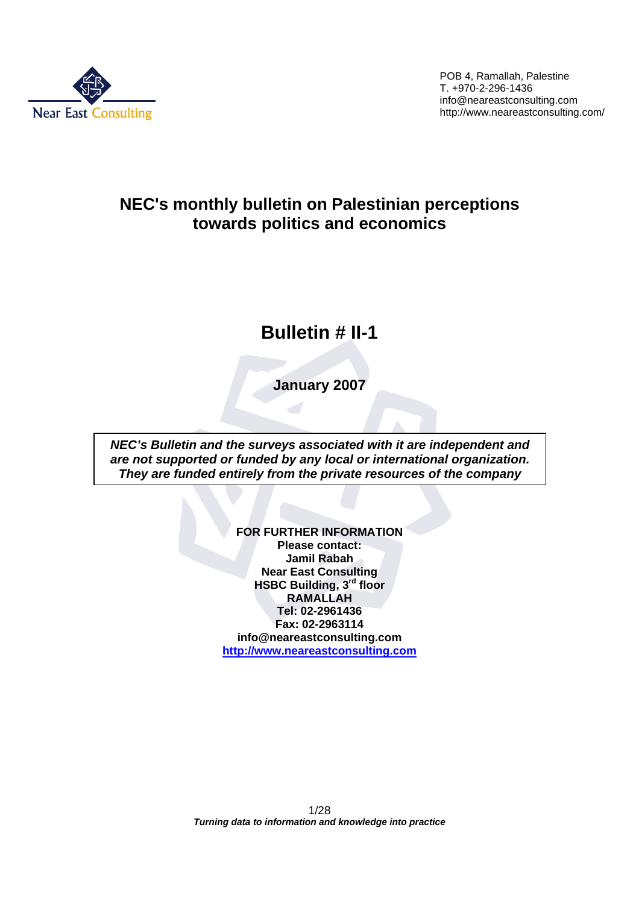Near East Consulting

POB 4, Ramallah, Palestine
T. +970-2-296-1436
info@neareastconsulting.com
http://www.neareastconsulting.com/

# NEC's monthly bulletin on Palestinian perceptions towards politics and economics

## Bulletin # II-1

**January 2007**

***NEC's Bulletin and the surveys associated with it are independent and are not supported or funded by any local or international organization. They are funded entirely from the private resources of the company***

**FOR FURTHER INFORMATION**
**Please contact:**
**Jamil Rabah**
**Near East Consulting**
**HSBC Building, 3rd floor**
**RAMALLAH**
**Tel: 02-2961436**
**Fax: 02-2963114**
**info@neareastconsulting.com**
**http://www.neareastconsulting.com**

*Turning data to information and knowledge into practice*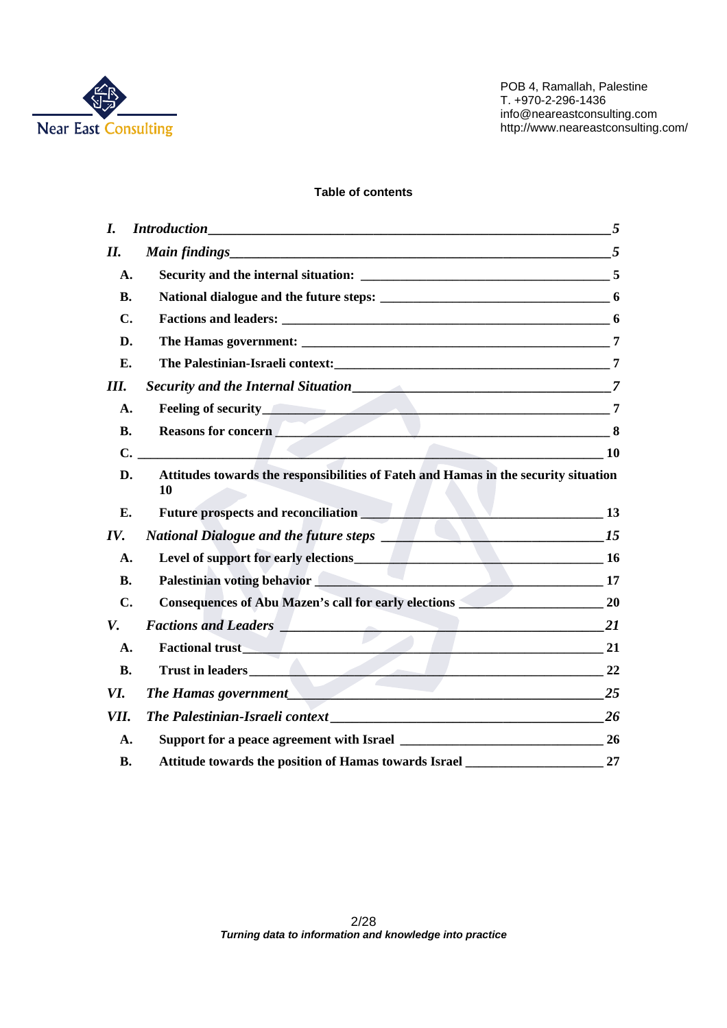**Table of contents**

- *I. Introduction* — 5
- *II. Main findings* — 5
  - A. Security and the internal situation: — 5
  - B. National dialogue and the future steps: — 6
  - C. Factions and leaders: — 6
  - D. The Hamas government: — 7
  - E. The Palestinian-Israeli context: — 7
- *III. Security and the Internal Situation* — 7
  - A. Feeling of security — 7
  - B. Reasons for concern — 8
  - C. — 10
  - D. Attitudes towards the responsibilities of Fateh and Hamas in the security situation — 10
  - E. Future prospects and reconciliation — 13
- *IV. National Dialogue and the future steps* — 15
  - A. Level of support for early elections — 16
  - B. Palestinian voting behavior — 17
  - C. Consequences of Abu Mazen's call for early elections — 20
- *V. Factions and Leaders* — 21
  - A. Factional trust — 21
  - B. Trust in leaders — 22
- *VI. The Hamas government* — 25
- *VII. The Palestinian-Israeli context* — 26
  - A. Support for a peace agreement with Israel — 26
  - B. Attitude towards the position of Hamas towards Israel — 27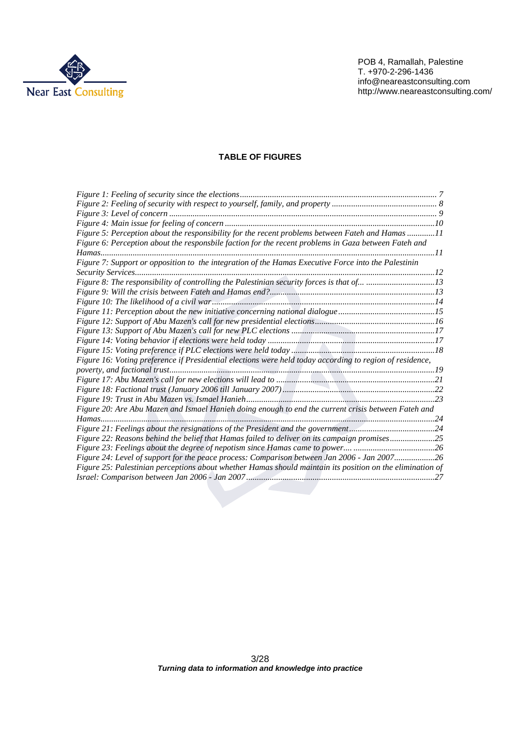## TABLE OF FIGURES

*Figure 1: Feeling of security since the elections* ........................................................................................... 7
*Figure 2: Feeling of security with respect to yourself, family, and property* ................................................ 8
*Figure 3: Level of concern* ............................................................................................................................. 9
*Figure 4: Main issue for feeling of concern* .................................................................................................10
*Figure 5: Perception about the responsibility for the recent problems between Fateh and Hamas* .............11
*Figure 6: Perception about the responsbile faction for the recent problems in Gaza between Fateh and Hamas*..........................................................................................................................................................11
*Figure 7: Support or opposition to the integration of the Hamas Executive Force into the Palestinin Security Services*..........................................................................................................................................12
*Figure 8: The responsibility of controlling the Palestinian security forces is that of...* ................................13
*Figure 9: Will the crisis between Fateh and Hamas end?*.............................................................................13
*Figure 10: The likelihood of a civil war*.......................................................................................................14
*Figure 11: Perception about the new initiative concerning national dialogue*.............................................15
*Figure 12: Support of Abu Mazen's call for new presidential elections*.......................................................16
*Figure 13: Support of Abu Mazen's call for new PLC elections* .................................................................17
*Figure 14: Voting behavior if elections were held today* .............................................................................17
*Figure 15: Voting preference if PLC elections were held today* ..................................................................18
*Figure 16: Voting preference if Presidential elections were held today according to region of residence, poverty, and factional trust*..........................................................................................................................19
*Figure 17: Abu Mazen's call for new elections will lead to* .........................................................................21
*Figure 18: Factional trust (January 2006 till January 2007)*.......................................................................22
*Figure 19: Trust in Abu Mazen vs. Ismael Hanieh*......................................................................................23
*Figure 20: Are Abu Mazen and Ismael Hanieh doing enough to end the current crisis between Fateh and Hamas*..........................................................................................................................................................24
*Figure 21: Feelings about the resignations of the President and the government*........................................24
*Figure 22: Reasons behind the belief that Hamas failed to deliver on its campaign promises*.....................25
*Figure 23: Feelings about the degree of nepotism since Hamas came to power....* ......................................26
*Figure 24: Level of support for the peace process: Comparison between Jan 2006 - Jan 2007*...................26
*Figure 25: Palestinian perceptions about whether Hamas should maintain its position on the elimination of Israel: Comparison between Jan 2006 - Jan 2007*.......................................................................................27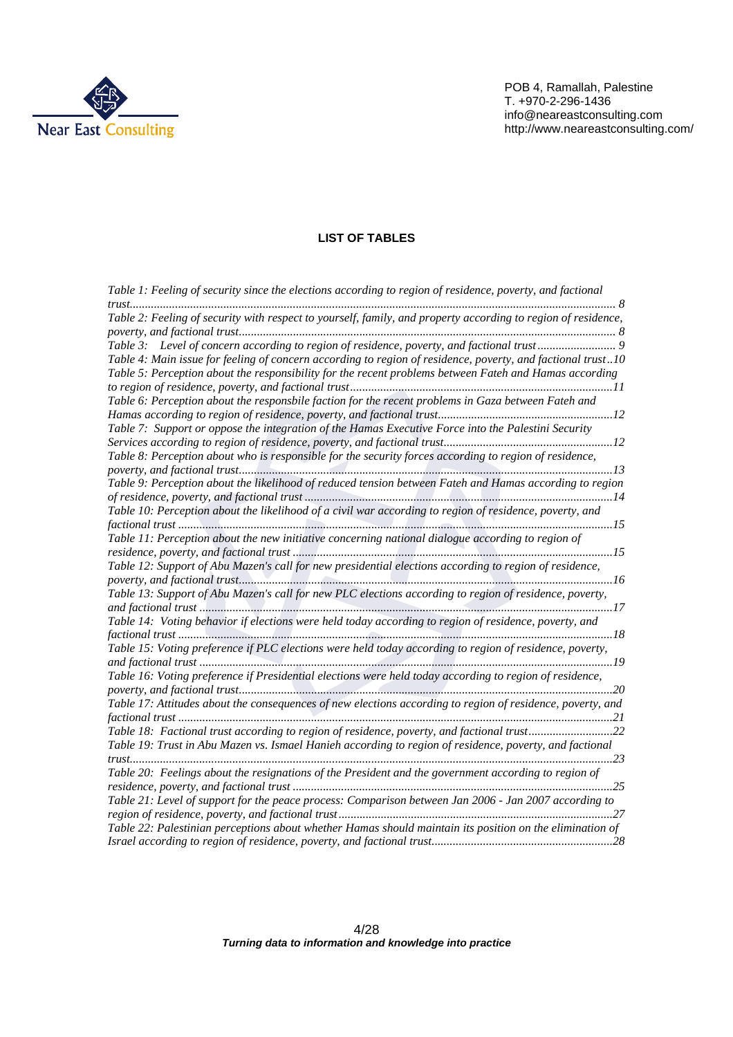## LIST OF TABLES

*Table 1: Feeling of security since the elections according to region of residence, poverty, and factional trust................................................................................................................ 8*

*Table 2: Feeling of security with respect to yourself, family, and property according to region of residence, poverty, and factional trust............................................................................................. 8*

*Table 3: Level of concern according to region of residence, poverty, and factional trust.......................... 9*

*Table 4: Main issue for feeling of concern according to region of residence, poverty, and factional trust..10*

*Table 5: Perception about the responsibility for the recent problems between Fateh and Hamas according to region of residence, poverty, and factional trust.......................................................................11*

*Table 6: Perception about the responsbile faction for the recent problems in Gaza between Fateh and Hamas according to region of residence, poverty, and factional trust...........................................................12*

*Table 7: Support or oppose the integration of the Hamas Executive Force into the Palestini Security Services according to region of residence, poverty, and factional trust.........................................................12*

*Table 8: Perception about who is responsible for the security forces according to region of residence, poverty, and factional trust.........................................................................................................13*

*Table 9: Perception about the likelihood of reduced tension between Fateh and Hamas according to region of residence, poverty, and factional trust ......................................................................................14*

*Table 10: Perception about the likelihood of a civil war according to region of residence, poverty, and factional trust ...............................................................................................................................15*

*Table 11: Perception about the new initiative concerning national dialogue according to region of residence, poverty, and factional trust ..........................................................................................15*

*Table 12: Support of Abu Mazen's call for new presidential elections according to region of residence, poverty, and factional trust............................................................................................................16*

*Table 13: Support of Abu Mazen's call for new PLC elections according to region of residence, poverty, and factional trust ...........................................................................................................................17*

*Table 14: Voting behavior if elections were held today according to region of residence, poverty, and factional trust ...............................................................................................................................18*

*Table 15: Voting preference if PLC elections were held today according to region of residence, poverty, and factional trust ..........................................................................................................................19*

*Table 16: Voting preference if Presidential elections were held today according to region of residence, poverty, and factional trust............................................................................................................20*

*Table 17: Attitudes about the consequences of new elections according to region of residence, poverty, and factional trust ...............................................................................................................................21*

*Table 18: Factional trust according to region of residence, poverty, and factional trust............................22*

*Table 19: Trust in Abu Mazen vs. Ismael Hanieh according to region of residence, poverty, and factional trust...............................................................................................................................................23*

*Table 20: Feelings about the resignations of the President and the government according to region of residence, poverty, and factional trust ..........................................................................................25*

*Table 21: Level of support for the peace process: Comparison between Jan 2006 - Jan 2007 according to region of residence, poverty, and factional trust...........................................................................27*

*Table 22: Palestinian perceptions about whether Hamas should maintain its position on the elimination of Israel according to region of residence, poverty, and factional trust............................................................28*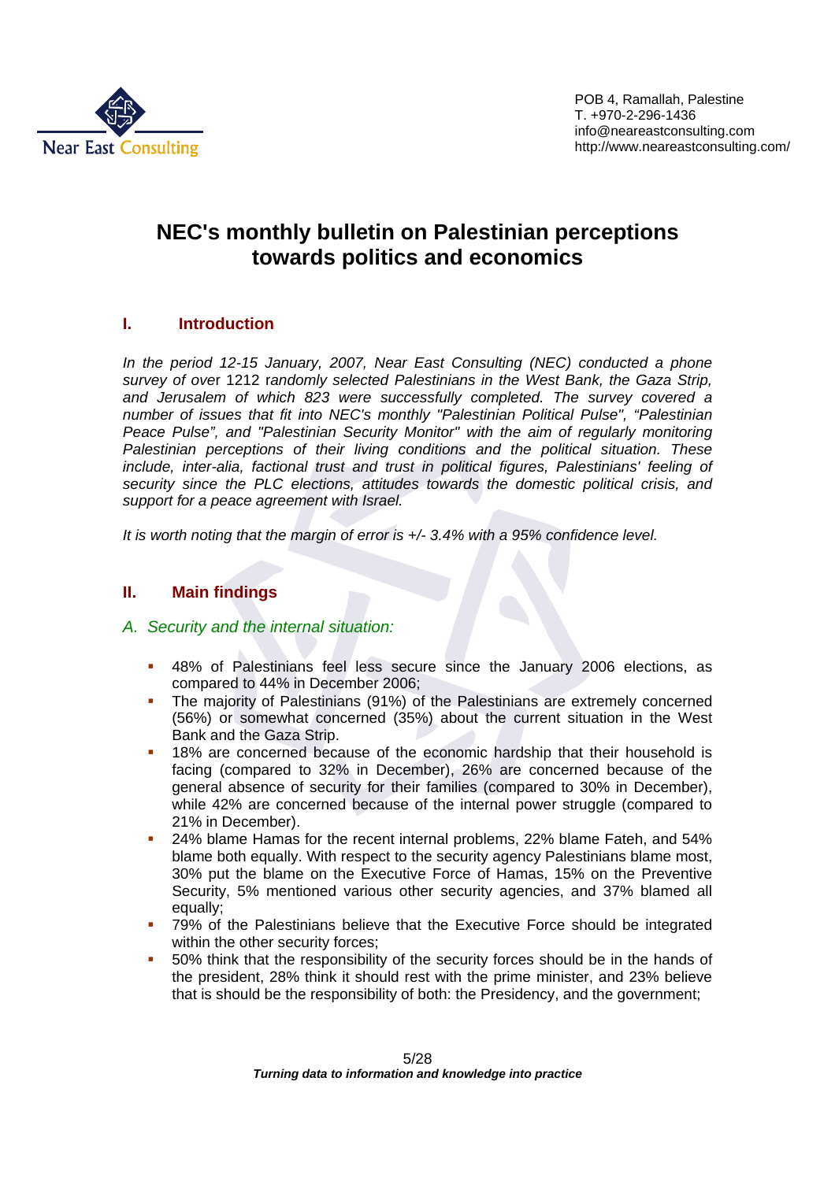# NEC's monthly bulletin on Palestinian perceptions towards politics and economics

## I. Introduction

*In the period 12-15 January, 2007, Near East Consulting (NEC) conducted a phone survey of over 1212 randomly selected Palestinians in the West Bank, the Gaza Strip, and Jerusalem of which 823 were successfully completed. The survey covered a number of issues that fit into NEC's monthly "Palestinian Political Pulse", "Palestinian Peace Pulse", and "Palestinian Security Monitor" with the aim of regularly monitoring Palestinian perceptions of their living conditions and the political situation. These include, inter-alia, factional trust and trust in political figures, Palestinians' feeling of security since the PLC elections, attitudes towards the domestic political crisis, and support for a peace agreement with Israel.*

*It is worth noting that the margin of error is +/- 3.4% with a 95% confidence level.*

## II. Main findings

### A. Security and the internal situation:

- 48% of Palestinians feel less secure since the January 2006 elections, as compared to 44% in December 2006;
- The majority of Palestinians (91%) of the Palestinians are extremely concerned (56%) or somewhat concerned (35%) about the current situation in the West Bank and the Gaza Strip.
- 18% are concerned because of the economic hardship that their household is facing (compared to 32% in December), 26% are concerned because of the general absence of security for their families (compared to 30% in December), while 42% are concerned because of the internal power struggle (compared to 21% in December).
- 24% blame Hamas for the recent internal problems, 22% blame Fateh, and 54% blame both equally. With respect to the security agency Palestinians blame most, 30% put the blame on the Executive Force of Hamas, 15% on the Preventive Security, 5% mentioned various other security agencies, and 37% blamed all equally;
- 79% of the Palestinians believe that the Executive Force should be integrated within the other security forces;
- 50% think that the responsibility of the security forces should be in the hands of the president, 28% think it should rest with the prime minister, and 23% believe that is should be the responsibility of both: the Presidency, and the government;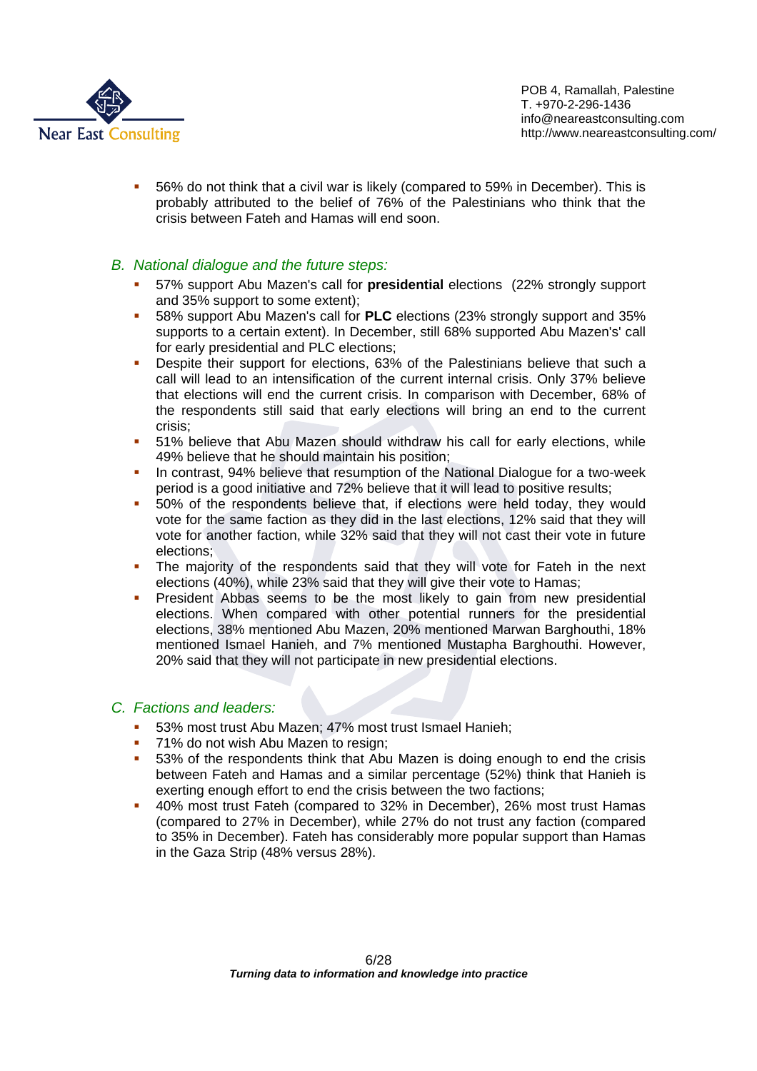- 56% do not think that a civil war is likely (compared to 59% in December). This is probably attributed to the belief of 76% of the Palestinians who think that the crisis between Fateh and Hamas will end soon.

### *B. National dialogue and the future steps:*

- 57% support Abu Mazen's call for **presidential** elections (22% strongly support and 35% support to some extent);
- 58% support Abu Mazen's call for **PLC** elections (23% strongly support and 35% supports to a certain extent). In December, still 68% supported Abu Mazen's' call for early presidential and PLC elections;
- Despite their support for elections, 63% of the Palestinians believe that such a call will lead to an intensification of the current internal crisis. Only 37% believe that elections will end the current crisis. In comparison with December, 68% of the respondents still said that early elections will bring an end to the current crisis;
- 51% believe that Abu Mazen should withdraw his call for early elections, while 49% believe that he should maintain his position;
- In contrast, 94% believe that resumption of the National Dialogue for a two-week period is a good initiative and 72% believe that it will lead to positive results;
- 50% of the respondents believe that, if elections were held today, they would vote for the same faction as they did in the last elections, 12% said that they will vote for another faction, while 32% said that they will not cast their vote in future elections;
- The majority of the respondents said that they will vote for Fateh in the next elections (40%), while 23% said that they will give their vote to Hamas;
- President Abbas seems to be the most likely to gain from new presidential elections. When compared with other potential runners for the presidential elections, 38% mentioned Abu Mazen, 20% mentioned Marwan Barghouthi, 18% mentioned Ismael Hanieh, and 7% mentioned Mustapha Barghouthi. However, 20% said that they will not participate in new presidential elections.

### *C. Factions and leaders:*

- 53% most trust Abu Mazen; 47% most trust Ismael Hanieh;
- 71% do not wish Abu Mazen to resign;
- 53% of the respondents think that Abu Mazen is doing enough to end the crisis between Fateh and Hamas and a similar percentage (52%) think that Hanieh is exerting enough effort to end the crisis between the two factions;
- 40% most trust Fateh (compared to 32% in December), 26% most trust Hamas (compared to 27% in December), while 27% do not trust any faction (compared to 35% in December). Fateh has considerably more popular support than Hamas in the Gaza Strip (48% versus 28%).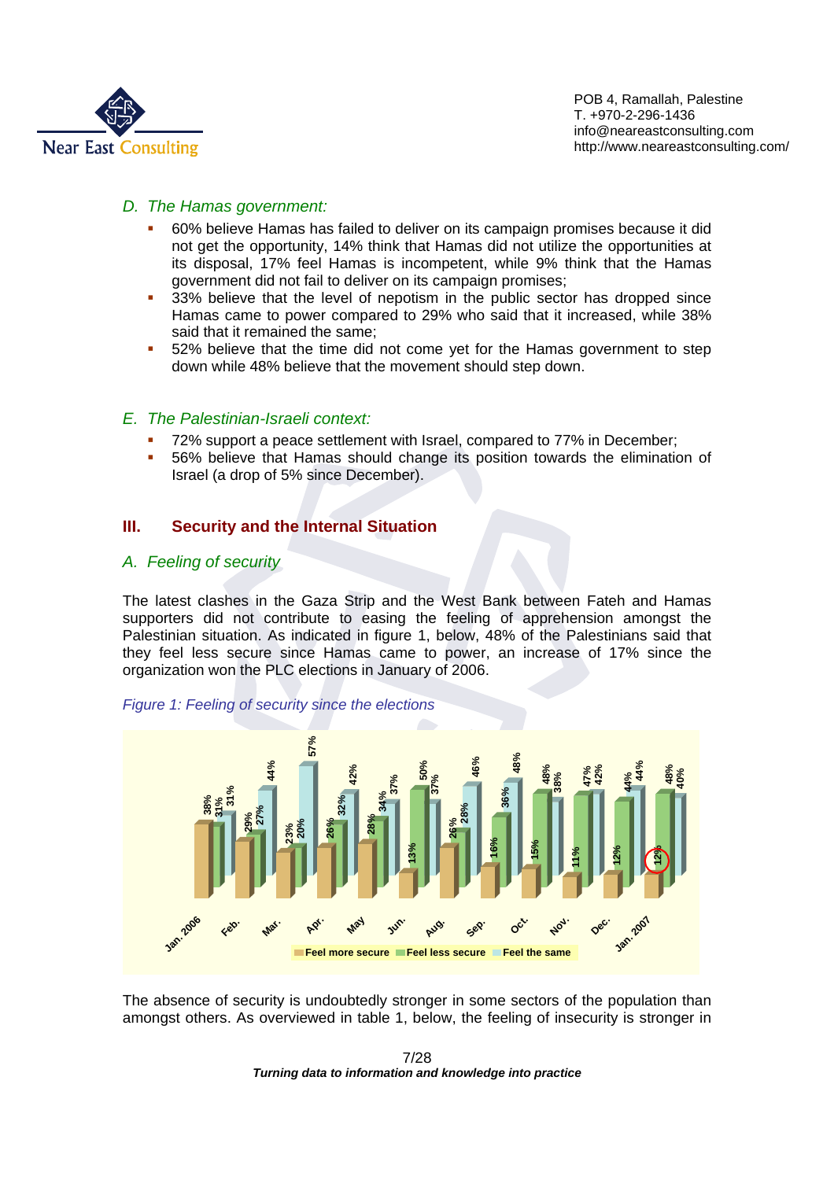*D. The Hamas government:*

- 60% believe Hamas has failed to deliver on its campaign promises because it did not get the opportunity, 14% think that Hamas did not utilize the opportunities at its disposal, 17% feel Hamas is incompetent, while 9% think that the Hamas government did not fail to deliver on its campaign promises;
- 33% believe that the level of nepotism in the public sector has dropped since Hamas came to power compared to 29% who said that it increased, while 38% said that it remained the same;
- 52% believe that the time did not come yet for the Hamas government to step down while 48% believe that the movement should step down.

*E. The Palestinian-Israeli context:*

- 72% support a peace settlement with Israel, compared to 77% in December;
- 56% believe that Hamas should change its position towards the elimination of Israel (a drop of 5% since December).

## III. Security and the Internal Situation

*A. Feeling of security*

The latest clashes in the Gaza Strip and the West Bank between Fateh and Hamas supporters did not contribute to easing the feeling of apprehension amongst the Palestinian situation. As indicated in figure 1, below, 48% of the Palestinians said that they feel less secure since Hamas came to power, an increase of 17% since the organization won the PLC elections in January of 2006.

*Figure 1: Feeling of security since the elections*

| | Feel more secure | Feel less secure | Feel the same |
|---|---|---|---|
| Jan. 2006 | 38% | 31% | 31% |
| Feb. | 29% | 27% | 44% |
| Mar. | 23% | 20% | 57% |
| Apr. | 26% | 32% | 42% |
| May | 28% | 34% | 37% |
| Jun. | 13% | 50% | 37% |
| Aug. | 26% | 28% | 46% |
| Sep. | 16% | 36% | 48% |
| Oct. | 15% | 48% | 38% |
| Nov. | 11% | 47% | 42% |
| Dec. | 12% | 44% | 44% |
| Jan. 2007 | 12% | 48% | 40% |

The absence of security is undoubtedly stronger in some sectors of the population than amongst others. As overviewed in table 1, below, the feeling of insecurity is stronger in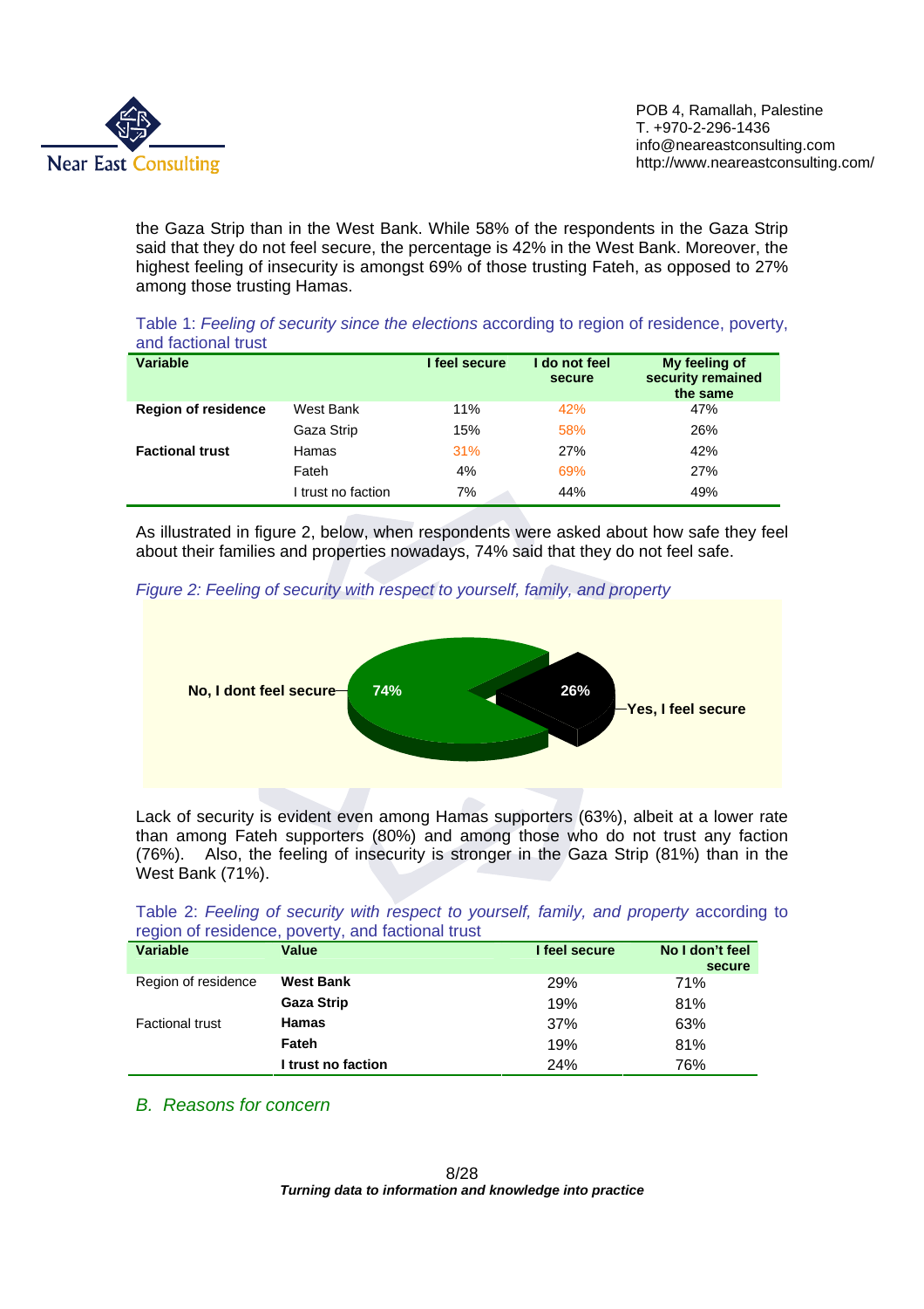the Gaza Strip than in the West Bank. While 58% of the respondents in the Gaza Strip said that they do not feel secure, the percentage is 42% in the West Bank. Moreover, the highest feeling of insecurity is amongst 69% of those trusting Fateh, as opposed to 27% among those trusting Hamas.

Table 1: *Feeling of security since the elections* according to region of residence, poverty, and factional trust

| Variable | | I feel secure | I do not feel secure | My feeling of security remained the same |
|---|---|---|---|---|
| **Region of residence** | West Bank | 11% | 42% | 47% |
| | Gaza Strip | 15% | 58% | 26% |
| **Factional trust** | Hamas | 31% | 27% | 42% |
| | Fateh | 4% | 69% | 27% |
| | I trust no faction | 7% | 44% | 49% |

As illustrated in figure 2, below, when respondents were asked about how safe they feel about their families and properties nowadays, 74% said that they do not feel safe.

*Figure 2: Feeling of security with respect to yourself, family, and property*

No, I dont feel secure 74%

Yes, I feel secure 26%

Lack of security is evident even among Hamas supporters (63%), albeit at a lower rate than among Fateh supporters (80%) and among those who do not trust any faction (76%). Also, the feeling of insecurity is stronger in the Gaza Strip (81%) than in the West Bank (71%).

Table 2: *Feeling of security with respect to yourself, family, and property* according to region of residence, poverty, and factional trust

| Variable | Value | I feel secure | No I don't feel secure |
|---|---|---|---|
| Region of residence | **West Bank** | 29% | 71% |
| | **Gaza Strip** | 19% | 81% |
| Factional trust | **Hamas** | 37% | 63% |
| | **Fateh** | 19% | 81% |
| | **I trust no faction** | 24% | 76% |

## *B. Reasons for concern*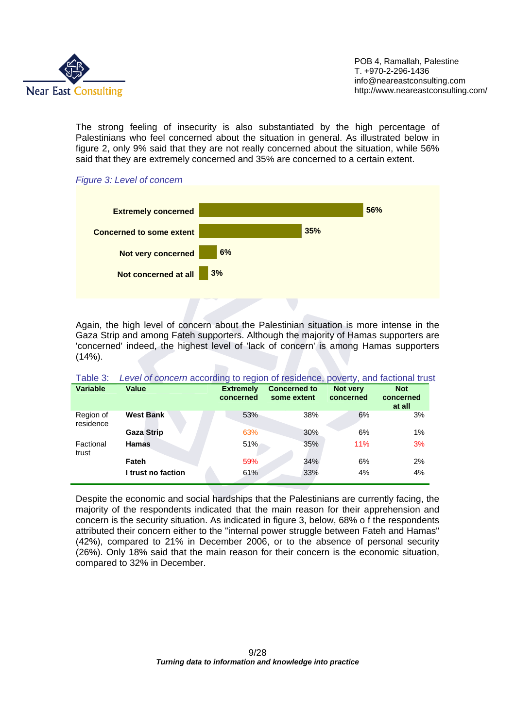The strong feeling of insecurity is also substantiated by the high percentage of Palestinians who feel concerned about the situation in general. As illustrated below in figure 2, only 9% said that they are not really concerned about the situation, while 56% said that they are extremely concerned and 35% are concerned to a certain extent.

*Figure 3: Level of concern*

| Level of concern | % |
|---|---|
| Extremely concerned | 56% |
| Concerned to some extent | 35% |
| Not very concerned | 6% |
| Not concerned at all | 3% |

Again, the high level of concern about the Palestinian situation is more intense in the Gaza Strip and among Fateh supporters. Although the majority of Hamas supporters are 'concerned' indeed, the highest level of 'lack of concern' is among Hamas supporters (14%).

Table 3: *Level of concern* according to region of residence, poverty, and factional trust

| Variable | Value | Extremely concerned | Concerned to some extent | Not very concerned | Not concerned at all |
|---|---|---|---|---|---|
| Region of residence | **West Bank** | 53% | 38% | 6% | 3% |
| | **Gaza Strip** | 63% | 30% | 6% | 1% |
| Factional trust | **Hamas** | 51% | 35% | 11% | 3% |
| | **Fateh** | 59% | 34% | 6% | 2% |
| | **I trust no faction** | 61% | 33% | 4% | 4% |

Despite the economic and social hardships that the Palestinians are currently facing, the majority of the respondents indicated that the main reason for their apprehension and concern is the security situation. As indicated in figure 3, below, 68% o f the respondents attributed their concern either to the "internal power struggle between Fateh and Hamas" (42%), compared to 21% in December 2006, or to the absence of personal security (26%). Only 18% said that the main reason for their concern is the economic situation, compared to 32% in December.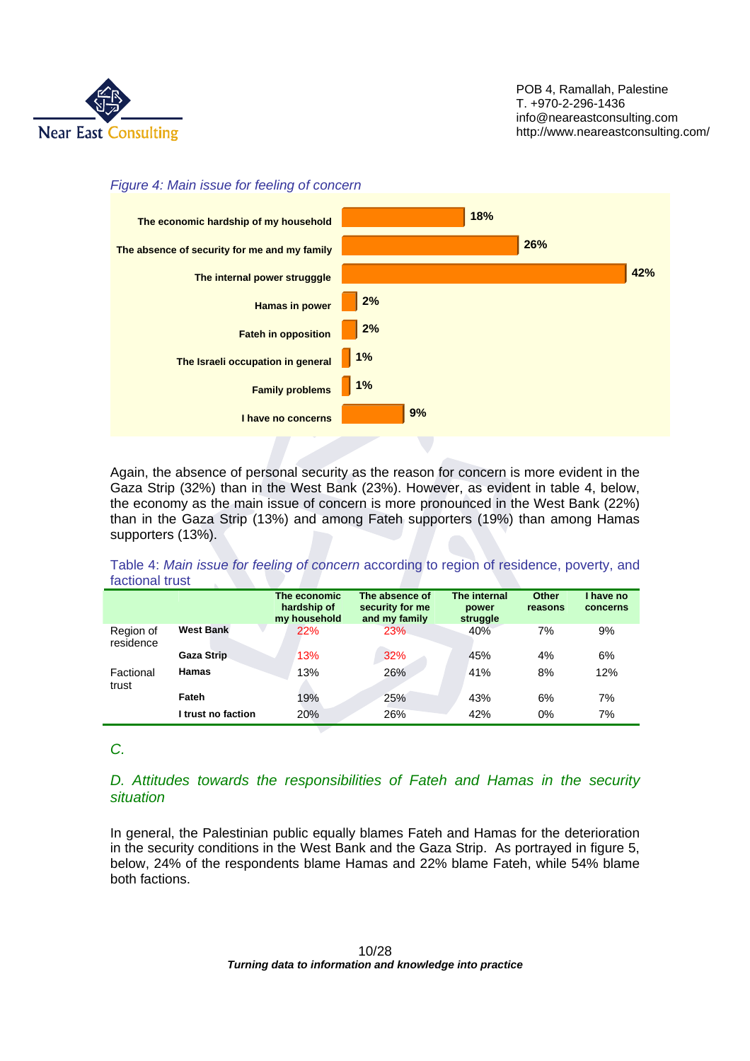*Figure 4: Main issue for feeling of concern*

| Issue | % |
|---|---|
| The economic hardship of my household | 18% |
| The absence of security for me and my family | 26% |
| The internal power strugggle | 42% |
| Hamas in power | 2% |
| Fateh in opposition | 2% |
| The Israeli occupation in general | 1% |
| Family problems | 1% |
| I have no concerns | 9% |

Again, the absence of personal security as the reason for concern is more evident in the Gaza Strip (32%) than in the West Bank (23%). However, as evident in table 4, below, the economy as the main issue of concern is more pronounced in the West Bank (22%) than in the Gaza Strip (13%) and among Fateh supporters (19%) than among Hamas supporters (13%).

Table 4: *Main issue for feeling of concern* according to region of residence, poverty, and factional trust

| | | The economic hardship of my household | The absence of security for me and my family | The internal power struggle | Other reasons | I have no concerns |
|---|---|---|---|---|---|---|
| Region of residence | **West Bank** | 22% | 23% | 40% | 7% | 9% |
| | **Gaza Strip** | 13% | 32% | 45% | 4% | 6% |
| Factional trust | **Hamas** | 13% | 26% | 41% | 8% | 12% |
| | **Fateh** | 19% | 25% | 43% | 6% | 7% |
| | **I trust no faction** | 20% | 26% | 42% | 0% | 7% |

*C.*

## *D. Attitudes towards the responsibilities of Fateh and Hamas in the security situation*

In general, the Palestinian public equally blames Fateh and Hamas for the deterioration in the security conditions in the West Bank and the Gaza Strip. As portrayed in figure 5, below, 24% of the respondents blame Hamas and 22% blame Fateh, while 54% blame both factions.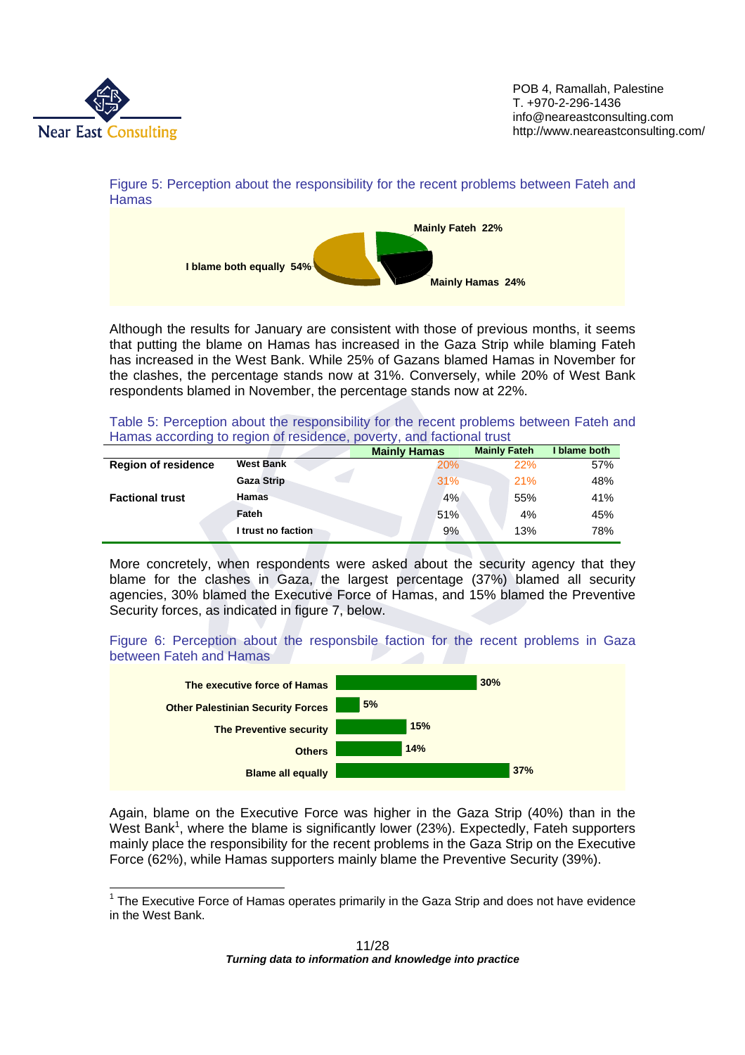Figure 5: Perception about the responsibility for the recent problems between Fateh and Hamas

| Response | Percentage |
|---|---|
| I blame both equally | 54% |
| Mainly Fateh | 22% |
| Mainly Hamas | 24% |

Although the results for January are consistent with those of previous months, it seems that putting the blame on Hamas has increased in the Gaza Strip while blaming Fateh has increased in the West Bank. While 25% of Gazans blamed Hamas in November for the clashes, the percentage stands now at 31%. Conversely, while 20% of West Bank respondents blamed in November, the percentage stands now at 22%.

Table 5: Perception about the responsibility for the recent problems between Fateh and Hamas according to region of residence, poverty, and factional trust

| | | Mainly Hamas | Mainly Fateh | I blame both |
|---|---|---|---|---|
| **Region of residence** | **West Bank** | 20% | 22% | 57% |
| | **Gaza Strip** | 31% | 21% | 48% |
| **Factional trust** | **Hamas** | 4% | 55% | 41% |
| | **Fateh** | 51% | 4% | 45% |
| | **I trust no faction** | 9% | 13% | 78% |

More concretely, when respondents were asked about the security agency that they blame for the clashes in Gaza, the largest percentage (37%) blamed all security agencies, 30% blamed the Executive Force of Hamas, and 15% blamed the Preventive Security forces, as indicated in figure 7, below.

Figure 6: Perception about the responsbile faction for the recent problems in Gaza between Fateh and Hamas

| Response | Percentage |
|---|---|
| The executive force of Hamas | 30% |
| Other Palestinian Security Forces | 5% |
| The Preventive security | 15% |
| Others | 14% |
| Blame all equally | 37% |

Again, blame on the Executive Force was higher in the Gaza Strip (40%) than in the West Bank[1], where the blame is significantly lower (23%). Expectedly, Fateh supporters mainly place the responsibility for the recent problems in the Gaza Strip on the Executive Force (62%), while Hamas supporters mainly blame the Preventive Security (39%).

---

[1] The Executive Force of Hamas operates primarily in the Gaza Strip and does not have evidence in the West Bank.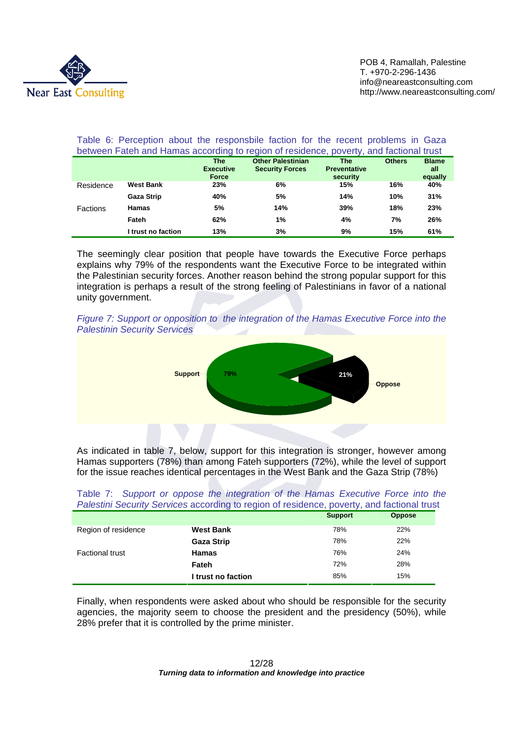Table 6: Perception about the responsbile faction for the recent problems in Gaza between Fateh and Hamas according to region of residence, poverty, and factional trust

| | | The Executive Force | Other Palestinian Security Forces | The Preventative security | Others | Blame all equally |
|---|---|---|---|---|---|---|
| Residence | West Bank | 23% | 6% | 15% | 16% | 40% |
| | Gaza Strip | 40% | 5% | 14% | 10% | 31% |
| Factions | Hamas | 5% | 14% | 39% | 18% | 23% |
| | Fateh | 62% | 1% | 4% | 7% | 26% |
| | I trust no faction | 13% | 3% | 9% | 15% | 61% |

The seemingly clear position that people have towards the Executive Force perhaps explains why 79% of the respondents want the Executive Force to be integrated within the Palestinian security forces. Another reason behind the strong popular support for this integration is perhaps a result of the strong feeling of Palestinians in favor of a national unity government.

*Figure 7: Support or opposition to the integration of the Hamas Executive Force into the Palestinin Security Services*

| | |
|---|---|
| Support | 79% |
| Oppose | 21% |

As indicated in table 7, below, support for this integration is stronger, however among Hamas supporters (78%) than among Fateh supporters (72%), while the level of support for the issue reaches identical percentages in the West Bank and the Gaza Strip (78%)

Table 7: *Support or oppose the integration of the Hamas Executive Force into the Palestini Security Services* according to region of residence, poverty, and factional trust

| | | Support | Oppose |
|---|---|---|---|
| Region of residence | West Bank | 78% | 22% |
| | Gaza Strip | 78% | 22% |
| Factional trust | Hamas | 76% | 24% |
| | Fateh | 72% | 28% |
| | I trust no faction | 85% | 15% |

Finally, when respondents were asked about who should be responsible for the security agencies, the majority seem to choose the president and the presidency (50%), while 28% prefer that it is controlled by the prime minister.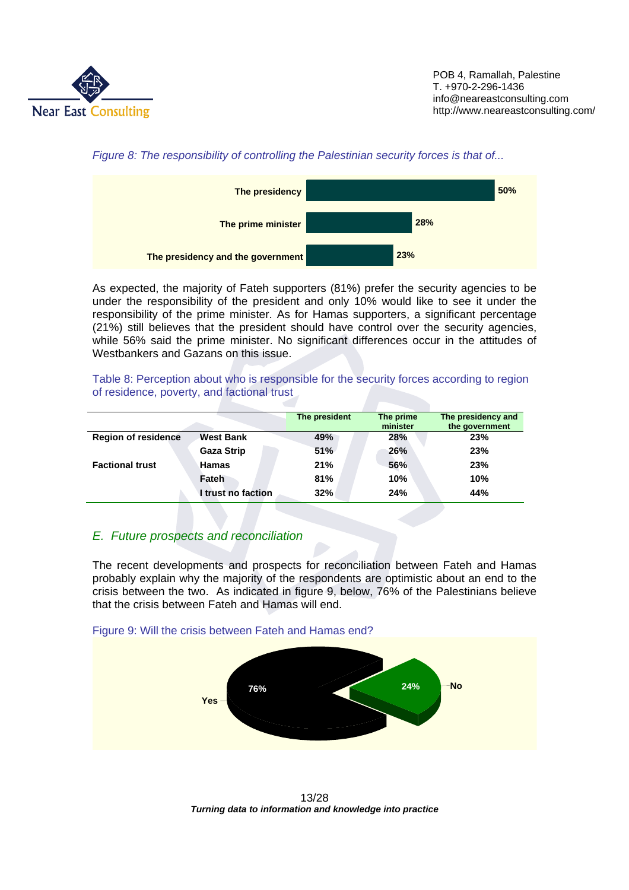*Figure 8: The responsibility of controlling the Palestinian security forces is that of...*

| | |
|---|---|
| The presidency | 50% |
| The prime minister | 28% |
| The presidency and the government | 23% |

As expected, the majority of Fateh supporters (81%) prefer the security agencies to be under the responsibility of the president and only 10% would like to see it under the responsibility of the prime minister. As for Hamas supporters, a significant percentage (21%) still believes that the president should have control over the security agencies, while 56% said the prime minister. No significant differences occur in the attitudes of Westbankers and Gazans on this issue.

Table 8: Perception about who is responsible for the security forces according to region of residence, poverty, and factional trust

| | | The president | The prime minister | The presidency and the government |
|---|---|---|---|---|
| **Region of residence** | **West Bank** | **49%** | **28%** | **23%** |
| | **Gaza Strip** | **51%** | **26%** | **23%** |
| **Factional trust** | **Hamas** | **21%** | **56%** | **23%** |
| | **Fateh** | **81%** | **10%** | **10%** |
| | **I trust no faction** | **32%** | **24%** | **44%** |

## *E. Future prospects and reconciliation*

The recent developments and prospects for reconciliation between Fateh and Hamas probably explain why the majority of the respondents are optimistic about an end to the crisis between the two. As indicated in figure 9, below, 76% of the Palestinians believe that the crisis between Fateh and Hamas will end.

Figure 9: Will the crisis between Fateh and Hamas end?

| | |
|---|---|
| Yes | 76% |
| No | 24% |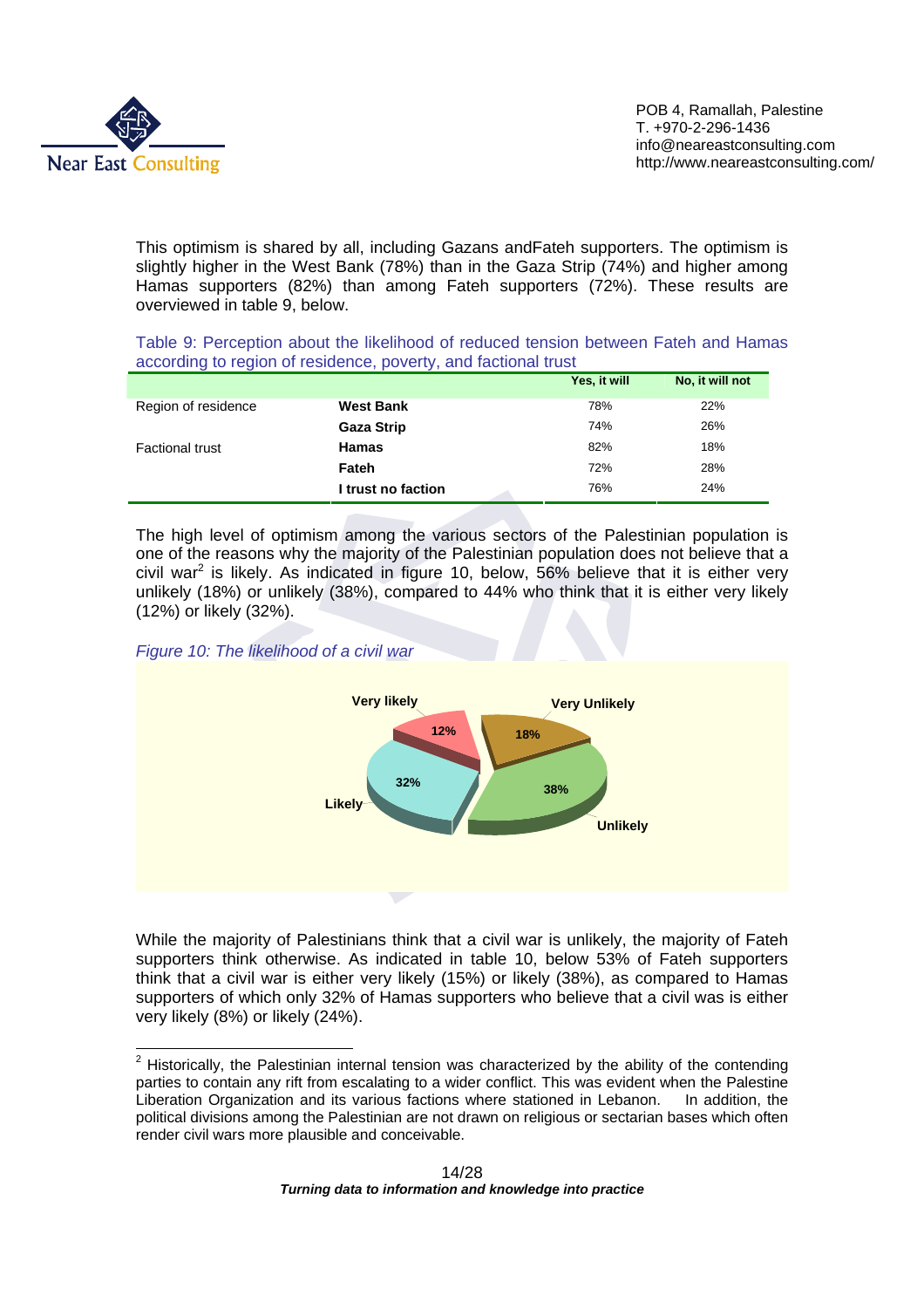This optimism is shared by all, including Gazans andFateh supporters. The optimism is slightly higher in the West Bank (78%) than in the Gaza Strip (74%) and higher among Hamas supporters (82%) than among Fateh supporters (72%). These results are overviewed in table 9, below.

Table 9: Perception about the likelihood of reduced tension between Fateh and Hamas according to region of residence, poverty, and factional trust

| | | Yes, it will | No, it will not |
|---|---|---|---|
| Region of residence | **West Bank** | 78% | 22% |
| | **Gaza Strip** | 74% | 26% |
| Factional trust | **Hamas** | 82% | 18% |
| | **Fateh** | 72% | 28% |
| | **I trust no faction** | 76% | 24% |

The high level of optimism among the various sectors of the Palestinian population is one of the reasons why the majority of the Palestinian population does not believe that a civil war[2] is likely. As indicated in figure 10, below, 56% believe that it is either very unlikely (18%) or unlikely (38%), compared to 44% who think that it is either very likely (12%) or likely (32%).

*Figure 10: The likelihood of a civil war*

| Response | Percentage |
|---|---|
| Very likely | 12% |
| Likely | 32% |
| Unlikely | 38% |
| Very Unlikely | 18% |

While the majority of Palestinians think that a civil war is unlikely, the majority of Fateh supporters think otherwise. As indicated in table 10, below 53% of Fateh supporters think that a civil war is either very likely (15%) or likely (38%), as compared to Hamas supporters of which only 32% of Hamas supporters who believe that a civil was is either very likely (8%) or likely (24%).

[2] Historically, the Palestinian internal tension was characterized by the ability of the contending parties to contain any rift from escalating to a wider conflict. This was evident when the Palestine Liberation Organization and its various factions where stationed in Lebanon. In addition, the political divisions among the Palestinian are not drawn on religious or sectarian bases which often render civil wars more plausible and conceivable.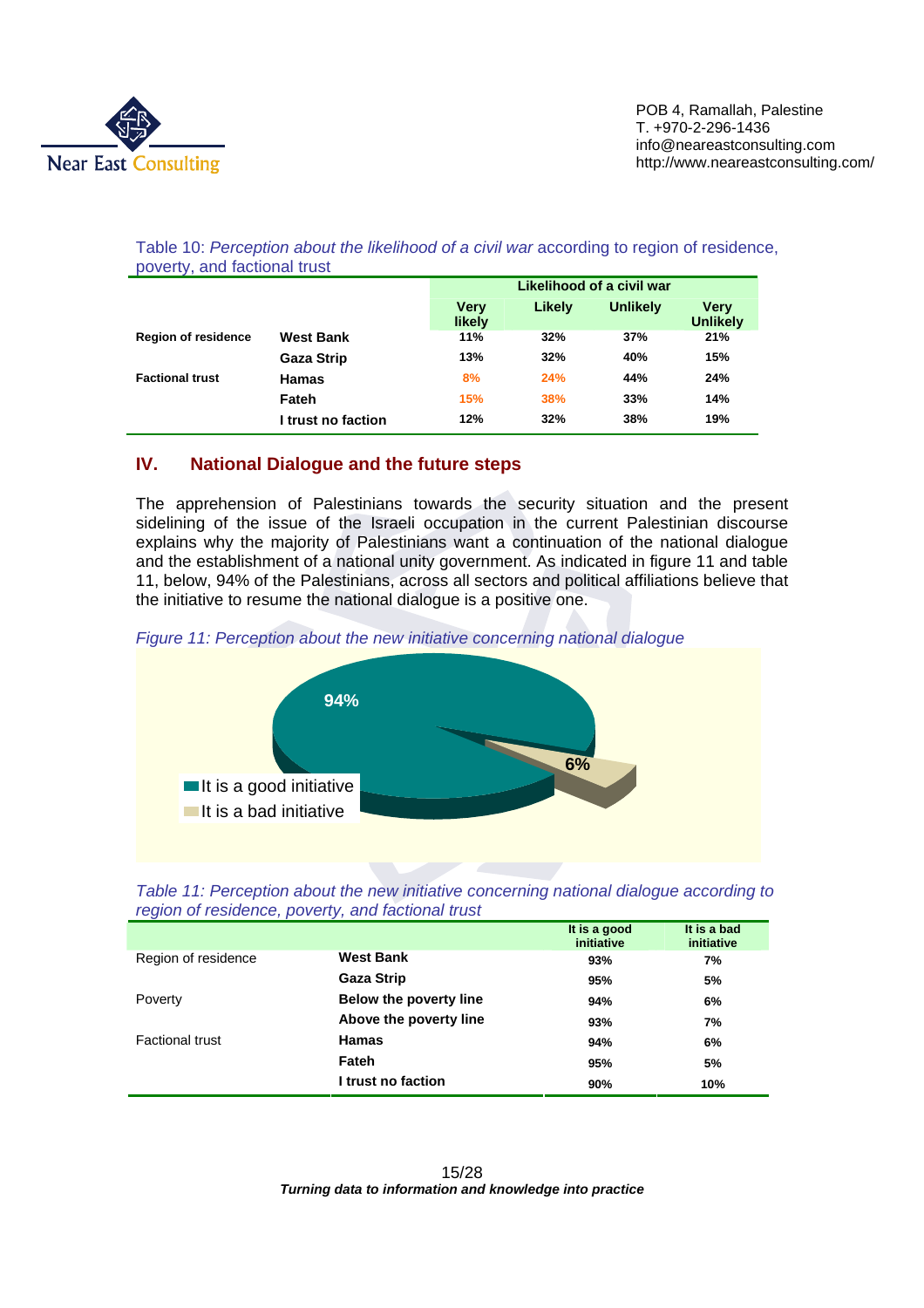Table 10: *Perception about the likelihood of a civil war* according to region of residence, poverty, and factional trust

| | | Likelihood of a civil war | | | |
|---|---|---|---|---|---|
| | | Very likely | Likely | Unlikely | Very Unlikely |
| **Region of residence** | **West Bank** | 11% | 32% | 37% | 21% |
| | **Gaza Strip** | 13% | 32% | 40% | 15% |
| **Factional trust** | **Hamas** | 8% | 24% | 44% | 24% |
| | **Fateh** | 15% | 38% | 33% | 14% |
| | **I trust no faction** | 12% | 32% | 38% | 19% |

## IV. National Dialogue and the future steps

The apprehension of Palestinians towards the security situation and the present sidelining of the issue of the Israeli occupation in the current Palestinian discourse explains why the majority of Palestinians want a continuation of the national dialogue and the establishment of a national unity government. As indicated in figure 11 and table 11, below, 94% of the Palestinians, across all sectors and political affiliations believe that the initiative to resume the national dialogue is a positive one.

*Figure 11: Perception about the new initiative concerning national dialogue*

| | |
|---|---|
| It is a good initiative | 94% |
| It is a bad initiative | 6% |

*Table 11: Perception about the new initiative concerning national dialogue according to region of residence, poverty, and factional trust*

| | | It is a good initiative | It is a bad initiative |
|---|---|---|---|
| Region of residence | **West Bank** | 93% | 7% |
| | **Gaza Strip** | 95% | 5% |
| Poverty | **Below the poverty line** | 94% | 6% |
| | **Above the poverty line** | 93% | 7% |
| Factional trust | **Hamas** | 94% | 6% |
| | **Fateh** | 95% | 5% |
| | **I trust no faction** | 90% | 10% |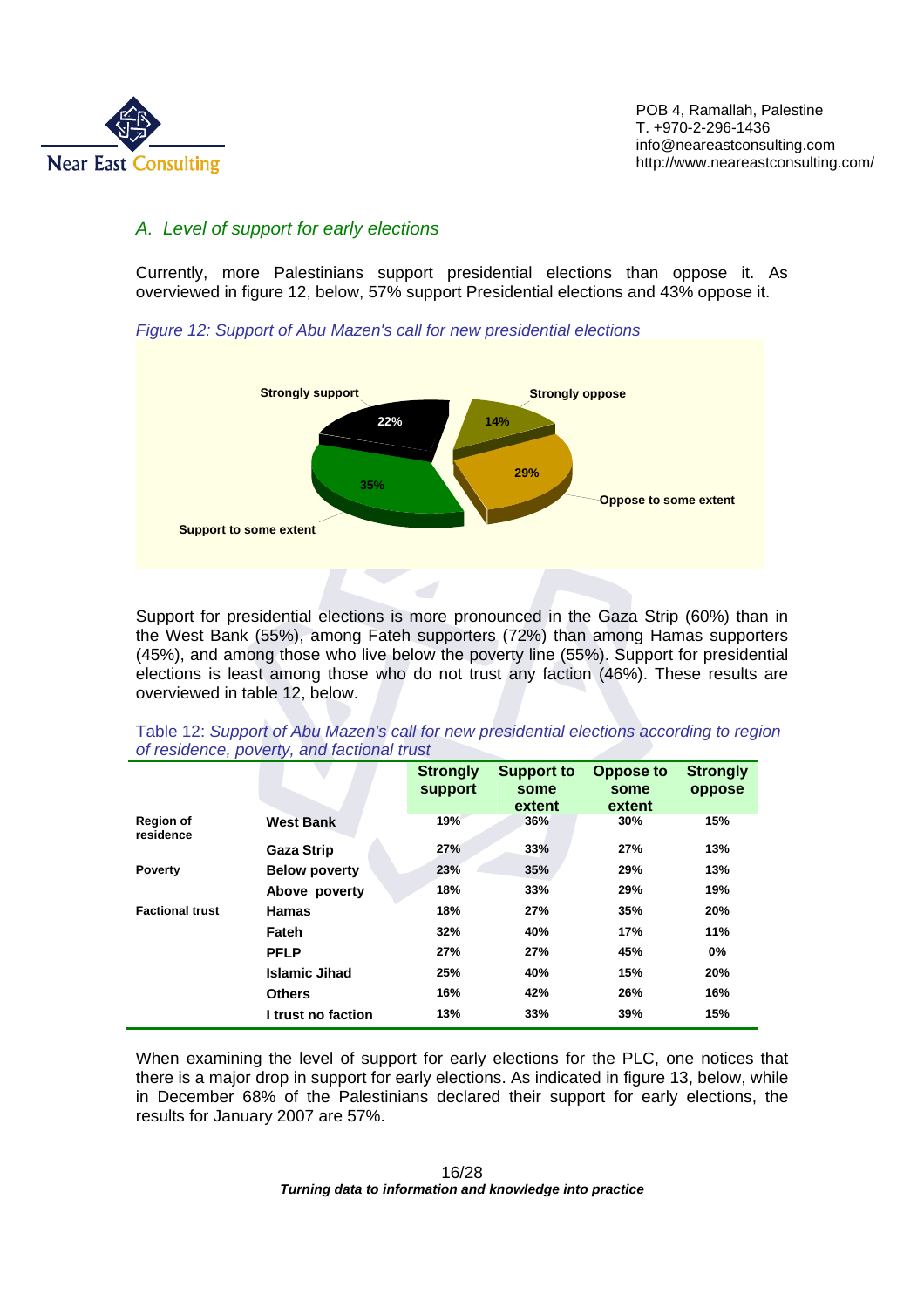### A. Level of support for early elections

Currently, more Palestinians support presidential elections than oppose it. As overviewed in figure 12, below, 57% support Presidential elections and 43% oppose it.

*Figure 12: Support of Abu Mazen's call for new presidential elections*

| Response | Percentage |
|---|---|
| Strongly support | 22% |
| Support to some extent | 35% |
| Oppose to some extent | 29% |
| Strongly oppose | 14% |

Support for presidential elections is more pronounced in the Gaza Strip (60%) than in the West Bank (55%), among Fateh supporters (72%) than among Hamas supporters (45%), and among those who live below the poverty line (55%). Support for presidential elections is least among those who do not trust any faction (46%). These results are overviewed in table 12, below.

Table 12: *Support of Abu Mazen's call for new presidential elections according to region of residence, poverty, and factional trust*

| | | Strongly support | Support to some extent | Oppose to some extent | Strongly oppose |
|---|---|---|---|---|---|
| Region of residence | West Bank | 19% | 36% | 30% | 15% |
| | Gaza Strip | 27% | 33% | 27% | 13% |
| Poverty | Below poverty | 23% | 35% | 29% | 13% |
| | Above poverty | 18% | 33% | 29% | 19% |
| Factional trust | Hamas | 18% | 27% | 35% | 20% |
| | Fateh | 32% | 40% | 17% | 11% |
| | PFLP | 27% | 27% | 45% | 0% |
| | Islamic Jihad | 25% | 40% | 15% | 20% |
| | Others | 16% | 42% | 26% | 16% |
| | I trust no faction | 13% | 33% | 39% | 15% |

When examining the level of support for early elections for the PLC, one notices that there is a major drop in support for early elections. As indicated in figure 13, below, while in December 68% of the Palestinians declared their support for early elections, the results for January 2007 are 57%.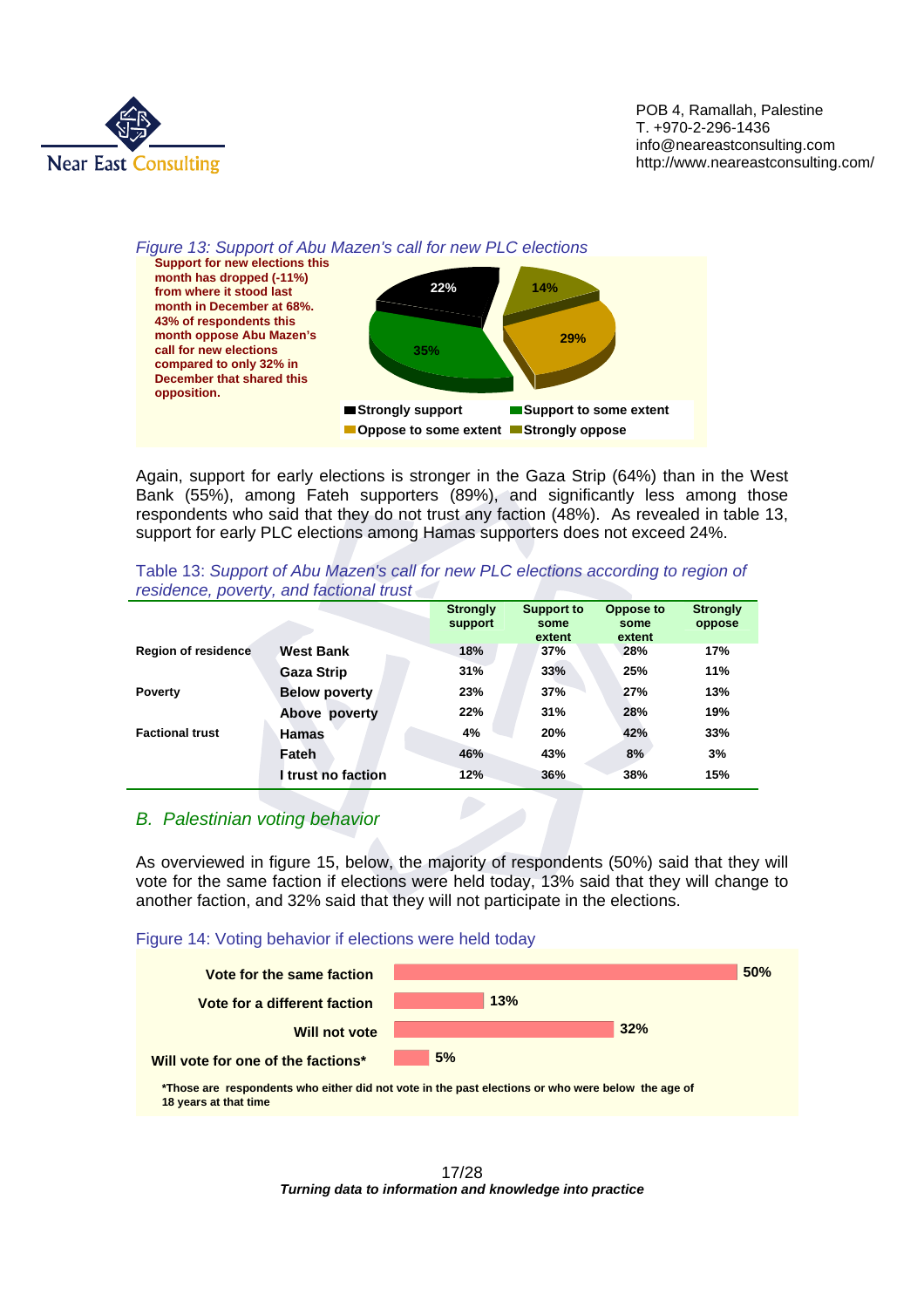*Figure 13: Support of Abu Mazen's call for new PLC elections*

**Support for new elections this month has dropped (-11%) from where it stood last month in December at 68%. 43% of respondents this month oppose Abu Mazen's call for new elections compared to only 32% in December that shared this opposition.**

| | |
|---|---|
| Strongly support | 22% |
| Support to some extent | 35% |
| Oppose to some extent | 29% |
| Strongly oppose | 14% |

Again, support for early elections is stronger in the Gaza Strip (64%) than in the West Bank (55%), among Fateh supporters (89%), and significantly less among those respondents who said that they do not trust any faction (48%). As revealed in table 13, support for early PLC elections among Hamas supporters does not exceed 24%.

Table 13: *Support of Abu Mazen's call for new PLC elections according to region of residence, poverty, and factional trust*

| | | Strongly support | Support to some extent | Oppose to some extent | Strongly oppose |
|---|---|---|---|---|---|
| Region of residence | West Bank | 18% | 37% | 28% | 17% |
| | Gaza Strip | 31% | 33% | 25% | 11% |
| Poverty | Below poverty | 23% | 37% | 27% | 13% |
| | Above poverty | 22% | 31% | 28% | 19% |
| Factional trust | Hamas | 4% | 20% | 42% | 33% |
| | Fateh | 46% | 43% | 8% | 3% |
| | I trust no faction | 12% | 36% | 38% | 15% |

## *B. Palestinian voting behavior*

As overviewed in figure 15, below, the majority of respondents (50%) said that they will vote for the same faction if elections were held today, 13% said that they will change to another faction, and 32% said that they will not participate in the elections.

Figure 14: Voting behavior if elections were held today

| | |
|---|---|
| Vote for the same faction | 50% |
| Vote for a different faction | 13% |
| Will not vote | 32% |
| Will vote for one of the factions* | 5% |

*Those are respondents who either did not vote in the past elections or who were below the age of 18 years at that time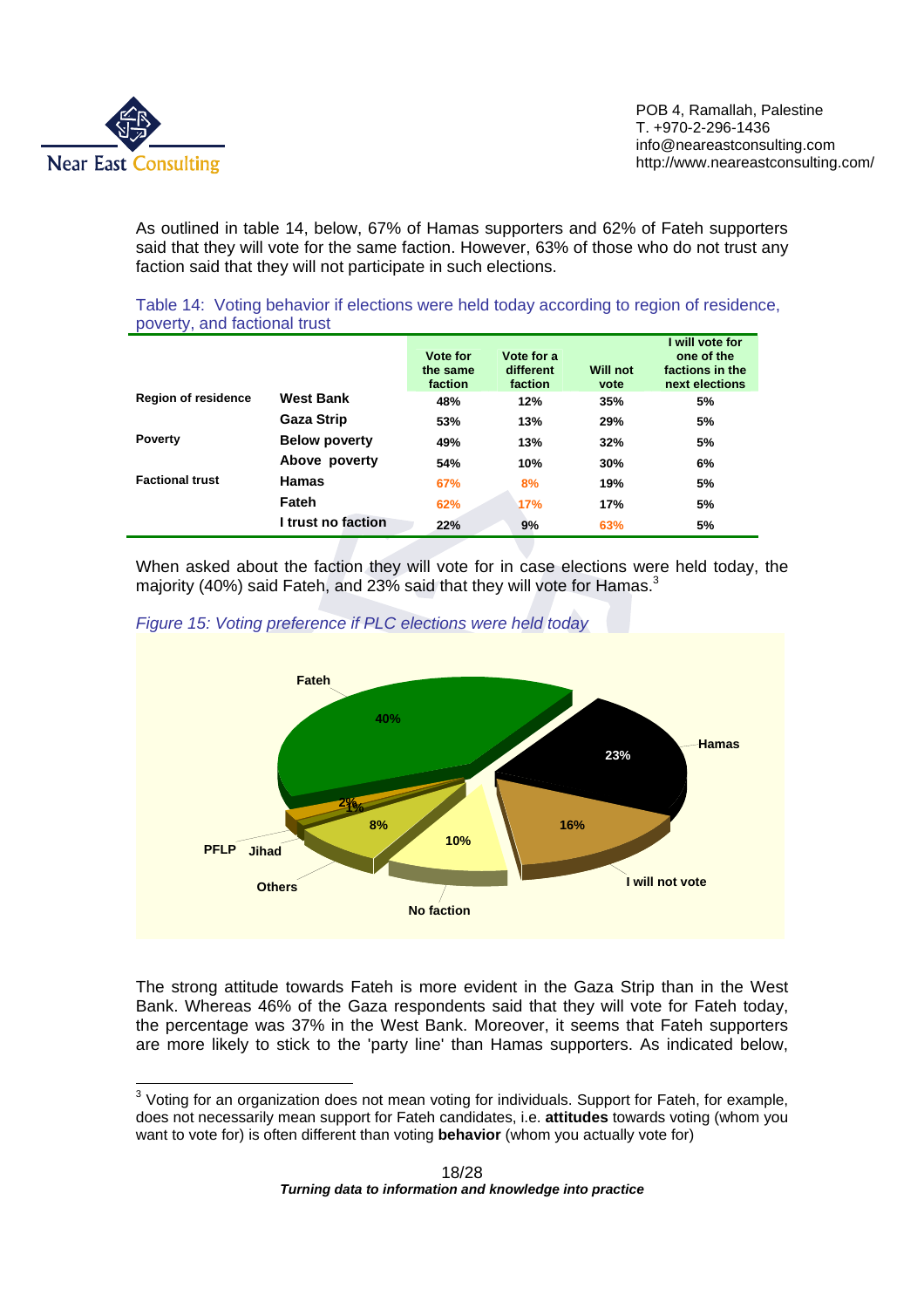As outlined in table 14, below, 67% of Hamas supporters and 62% of Fateh supporters said that they will vote for the same faction. However, 63% of those who do not trust any faction said that they will not participate in such elections.

Table 14: Voting behavior if elections were held today according to region of residence, poverty, and factional trust

| | | Vote for the same faction | Vote for a different faction | Will not vote | I will vote for one of the factions in the next elections |
|---|---|---|---|---|---|
| Region of residence | West Bank | 48% | 12% | 35% | 5% |
| | Gaza Strip | 53% | 13% | 29% | 5% |
| Poverty | Below poverty | 49% | 13% | 32% | 5% |
| | Above poverty | 54% | 10% | 30% | 6% |
| Factional trust | Hamas | 67% | 8% | 19% | 5% |
| | Fateh | 62% | 17% | 17% | 5% |
| | I trust no faction | 22% | 9% | 63% | 5% |

When asked about the faction they will vote for in case elections were held today, the majority (40%) said Fateh, and 23% said that they will vote for Hamas.[3]

*Figure 15: Voting preference if PLC elections were held today*

| Faction | Percentage |
|---|---|
| Fateh | 40% |
| Hamas | 23% |
| I will not vote | 16% |
| No faction | 10% |
| Others | 8% |
| PFLP | 2% |
| Jihad | 1% |

The strong attitude towards Fateh is more evident in the Gaza Strip than in the West Bank. Whereas 46% of the Gaza respondents said that they will vote for Fateh today, the percentage was 37% in the West Bank. Moreover, it seems that Fateh supporters are more likely to stick to the 'party line' than Hamas supporters. As indicated below,

[3] Voting for an organization does not mean voting for individuals. Support for Fateh, for example, does not necessarily mean support for Fateh candidates, i.e. **attitudes** towards voting (whom you want to vote for) is often different than voting **behavior** (whom you actually vote for)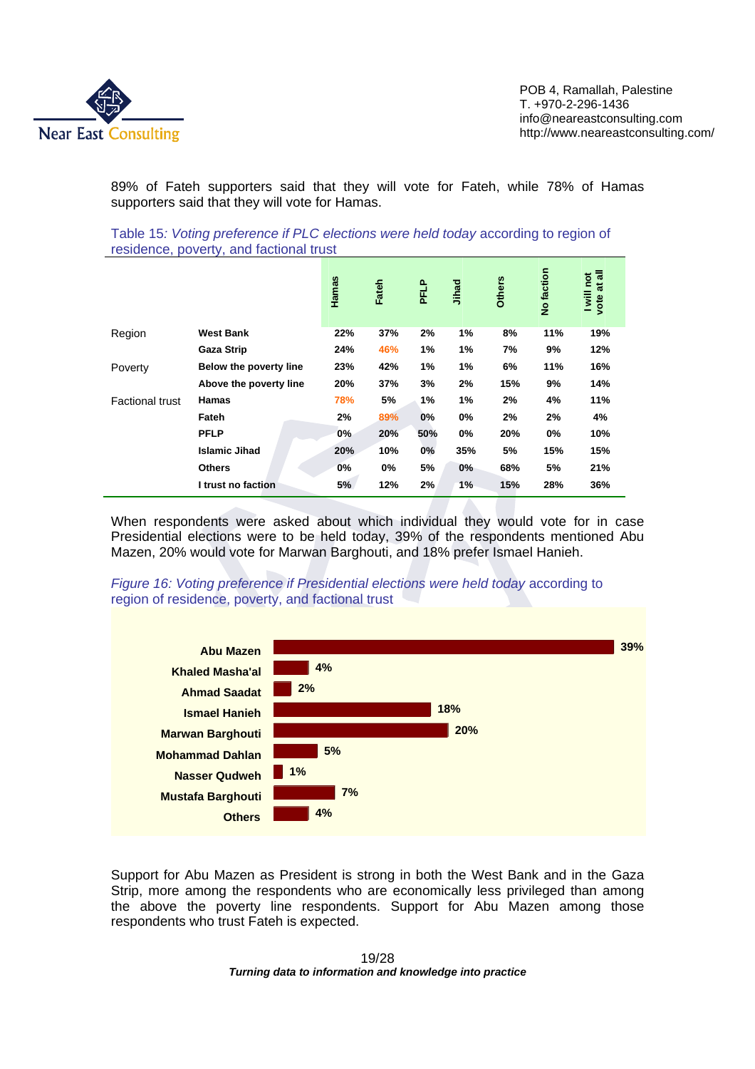89% of Fateh supporters said that they will vote for Fateh, while 78% of Hamas supporters said that they will vote for Hamas.

Table 15*: Voting preference if PLC elections were held today* according to region of residence, poverty, and factional trust

| | | Hamas | Fateh | PFLP | Jihad | Others | No faction | I will not vote at all |
|---|---|---|---|---|---|---|---|---|
| Region | **West Bank** | 22% | 37% | 2% | 1% | 8% | 11% | 19% |
| | **Gaza Strip** | 24% | 46% | 1% | 1% | 7% | 9% | 12% |
| Poverty | **Below the poverty line** | 23% | 42% | 1% | 1% | 6% | 11% | 16% |
| | **Above the poverty line** | 20% | 37% | 3% | 2% | 15% | 9% | 14% |
| Factional trust | **Hamas** | 78% | 5% | 1% | 1% | 2% | 4% | 11% |
| | **Fateh** | 2% | 89% | 0% | 0% | 2% | 2% | 4% |
| | **PFLP** | 0% | 20% | 50% | 0% | 20% | 0% | 10% |
| | **Islamic Jihad** | 20% | 10% | 0% | 35% | 5% | 15% | 15% |
| | **Others** | 0% | 0% | 5% | 0% | 68% | 5% | 21% |
| | **I trust no faction** | 5% | 12% | 2% | 1% | 15% | 28% | 36% |

When respondents were asked about which individual they would vote for in case Presidential elections were to be held today, 39% of the respondents mentioned Abu Mazen, 20% would vote for Marwan Barghouti, and 18% prefer Ismael Hanieh.

*Figure 16: Voting preference if Presidential elections were held today* according to region of residence, poverty, and factional trust

| Candidate | % |
|---|---|
| Abu Mazen | 39% |
| Khaled Masha'al | 4% |
| Ahmad Saadat | 2% |
| Ismael Hanieh | 18% |
| Marwan Barghouti | 20% |
| Mohammad Dahlan | 5% |
| Nasser Qudweh | 1% |
| Mustafa Barghouti | 7% |
| Others | 4% |

Support for Abu Mazen as President is strong in both the West Bank and in the Gaza Strip, more among the respondents who are economically less privileged than among the above the poverty line respondents. Support for Abu Mazen among those respondents who trust Fateh is expected.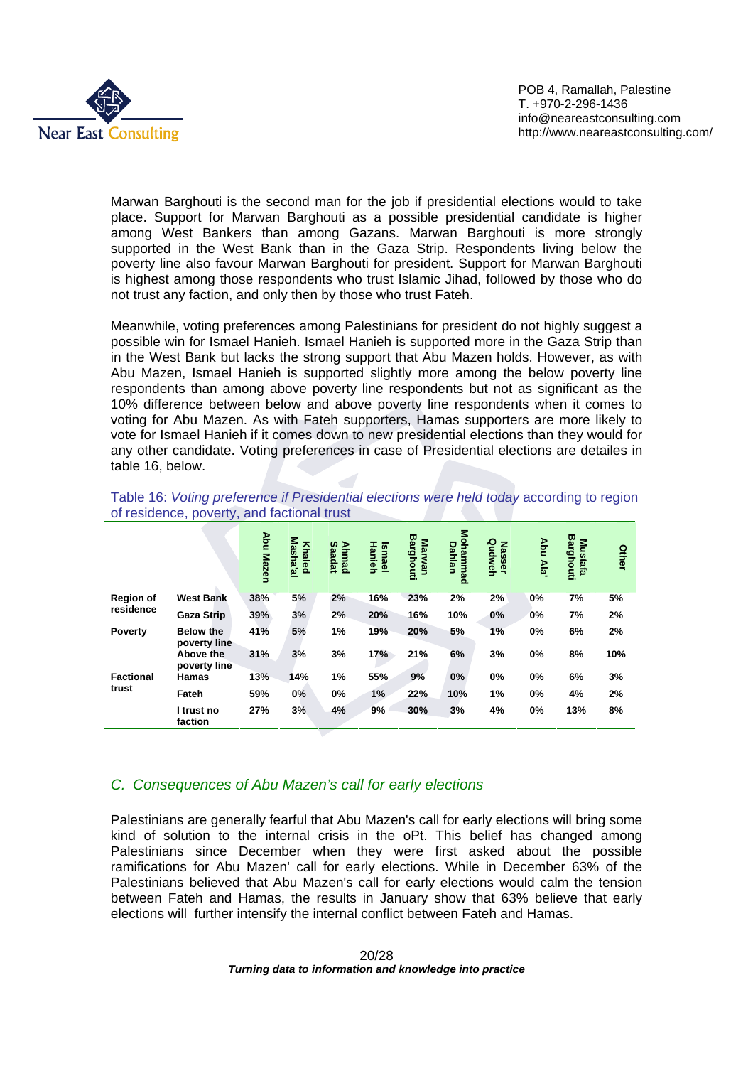Marwan Barghouti is the second man for the job if presidential elections would to take place. Support for Marwan Barghouti as a possible presidential candidate is higher among West Bankers than among Gazans. Marwan Barghouti is more strongly supported in the West Bank than in the Gaza Strip. Respondents living below the poverty line also favour Marwan Barghouti for president. Support for Marwan Barghouti is highest among those respondents who trust Islamic Jihad, followed by those who do not trust any faction, and only then by those who trust Fateh.

Meanwhile, voting preferences among Palestinians for president do not highly suggest a possible win for Ismael Hanieh. Ismael Hanieh is supported more in the Gaza Strip than in the West Bank but lacks the strong support that Abu Mazen holds. However, as with Abu Mazen, Ismael Hanieh is supported slightly more among the below poverty line respondents than among above poverty line respondents but not as significant as the 10% difference between below and above poverty line respondents when it comes to voting for Abu Mazen. As with Fateh supporters, Hamas supporters are more likely to vote for Ismael Hanieh if it comes down to new presidential elections than they would for any other candidate. Voting preferences in case of Presidential elections are detailes in table 16, below.

Table 16: *Voting preference if Presidential elections were held today* according to region of residence, poverty, and factional trust

| | | Abu Mazen | Khaled Masha'al | Ahmad Saadat | Ismael Hanieh | Marwan Barghouti | Mohammad Dahlan | Nasser Qudweh | Abu Ala' | Mustafa Barghouti | Other |
|---|---|---|---|---|---|---|---|---|---|---|---|
| **Region of residence** | **West Bank** | 38% | 5% | 2% | 16% | 23% | 2% | 2% | 0% | 7% | 5% |
| | **Gaza Strip** | 39% | 3% | 2% | 20% | 16% | 10% | 0% | 0% | 7% | 2% |
| **Poverty** | **Below the poverty line** | 41% | 5% | 1% | 19% | 20% | 5% | 1% | 0% | 6% | 2% |
| | **Above the poverty line** | 31% | 3% | 3% | 17% | 21% | 6% | 3% | 0% | 8% | 10% |
| **Factional trust** | **Hamas** | 13% | 14% | 1% | 55% | 9% | 0% | 0% | 0% | 6% | 3% |
| | **Fateh** | 59% | 0% | 0% | 1% | 22% | 10% | 1% | 0% | 4% | 2% |
| | **I trust no faction** | 27% | 3% | 4% | 9% | 30% | 3% | 4% | 0% | 13% | 8% |

### *C. Consequences of Abu Mazen's call for early elections*

Palestinians are generally fearful that Abu Mazen's call for early elections will bring some kind of solution to the internal crisis in the oPt. This belief has changed among Palestinians since December when they were first asked about the possible ramifications for Abu Mazen' call for early elections. While in December 63% of the Palestinians believed that Abu Mazen's call for early elections would calm the tension between Fateh and Hamas, the results in January show that 63% believe that early elections will further intensify the internal conflict between Fateh and Hamas.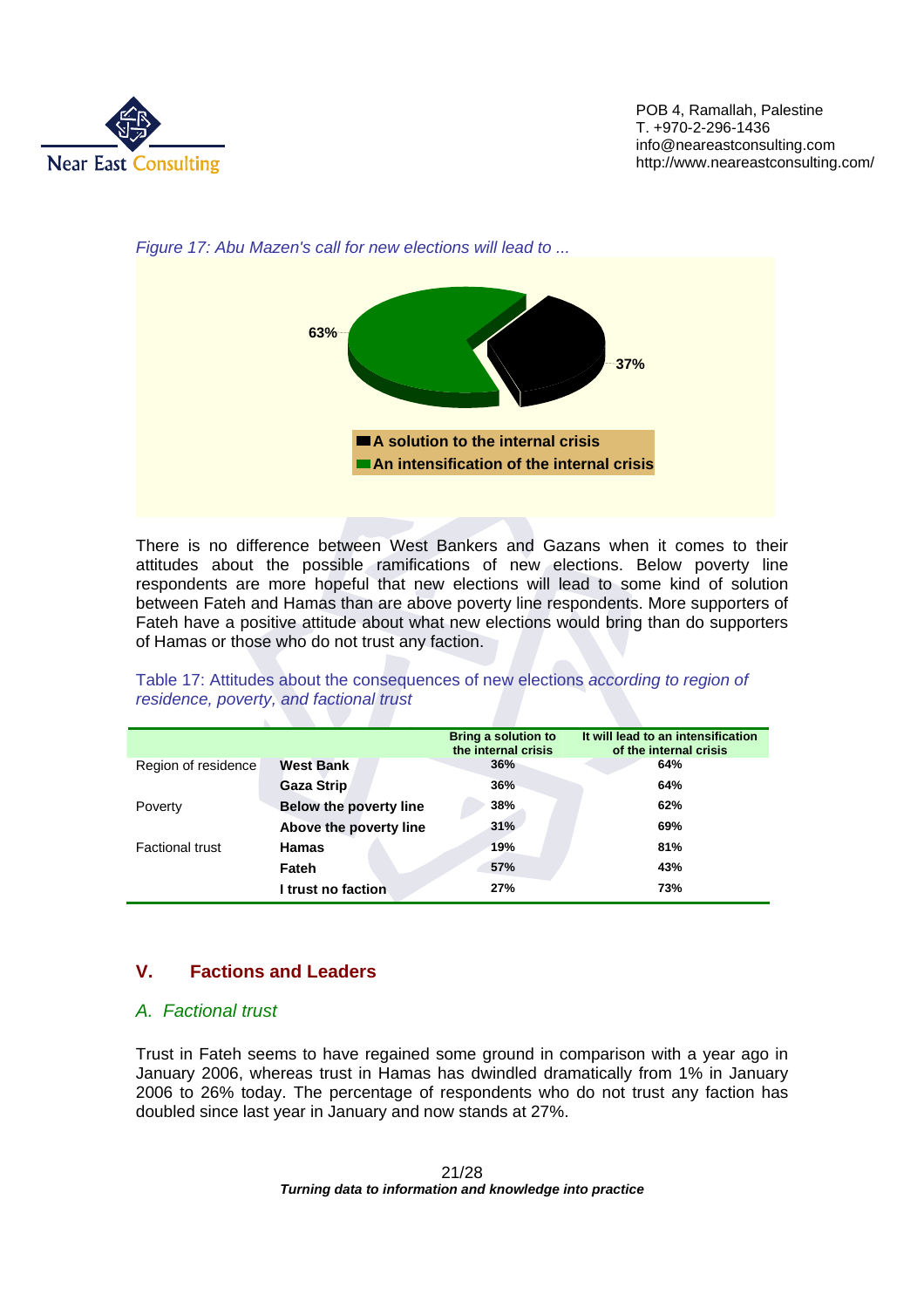*Figure 17: Abu Mazen's call for new elections will lead to ...*

63%

37%

A solution to the internal crisis

An intensification of the internal crisis

There is no difference between West Bankers and Gazans when it comes to their attitudes about the possible ramifications of new elections. Below poverty line respondents are more hopeful that new elections will lead to some kind of solution between Fateh and Hamas than are above poverty line respondents. More supporters of Fateh have a positive attitude about what new elections would bring than do supporters of Hamas or those who do not trust any faction.

Table 17: Attitudes about the consequences of new elections *according to region of residence, poverty, and factional trust*

| | | Bring a solution to the internal crisis | It will lead to an intensification of the internal crisis |
|---|---|---|---|
| Region of residence | **West Bank** | 36% | 64% |
| | **Gaza Strip** | 36% | 64% |
| Poverty | **Below the poverty line** | 38% | 62% |
| | **Above the poverty line** | 31% | 69% |
| Factional trust | **Hamas** | 19% | 81% |
| | **Fateh** | 57% | 43% |
| | **I trust no faction** | 27% | 73% |

## V. Factions and Leaders

### A. Factional trust

Trust in Fateh seems to have regained some ground in comparison with a year ago in January 2006, whereas trust in Hamas has dwindled dramatically from 1% in January 2006 to 26% today. The percentage of respondents who do not trust any faction has doubled since last year in January and now stands at 27%.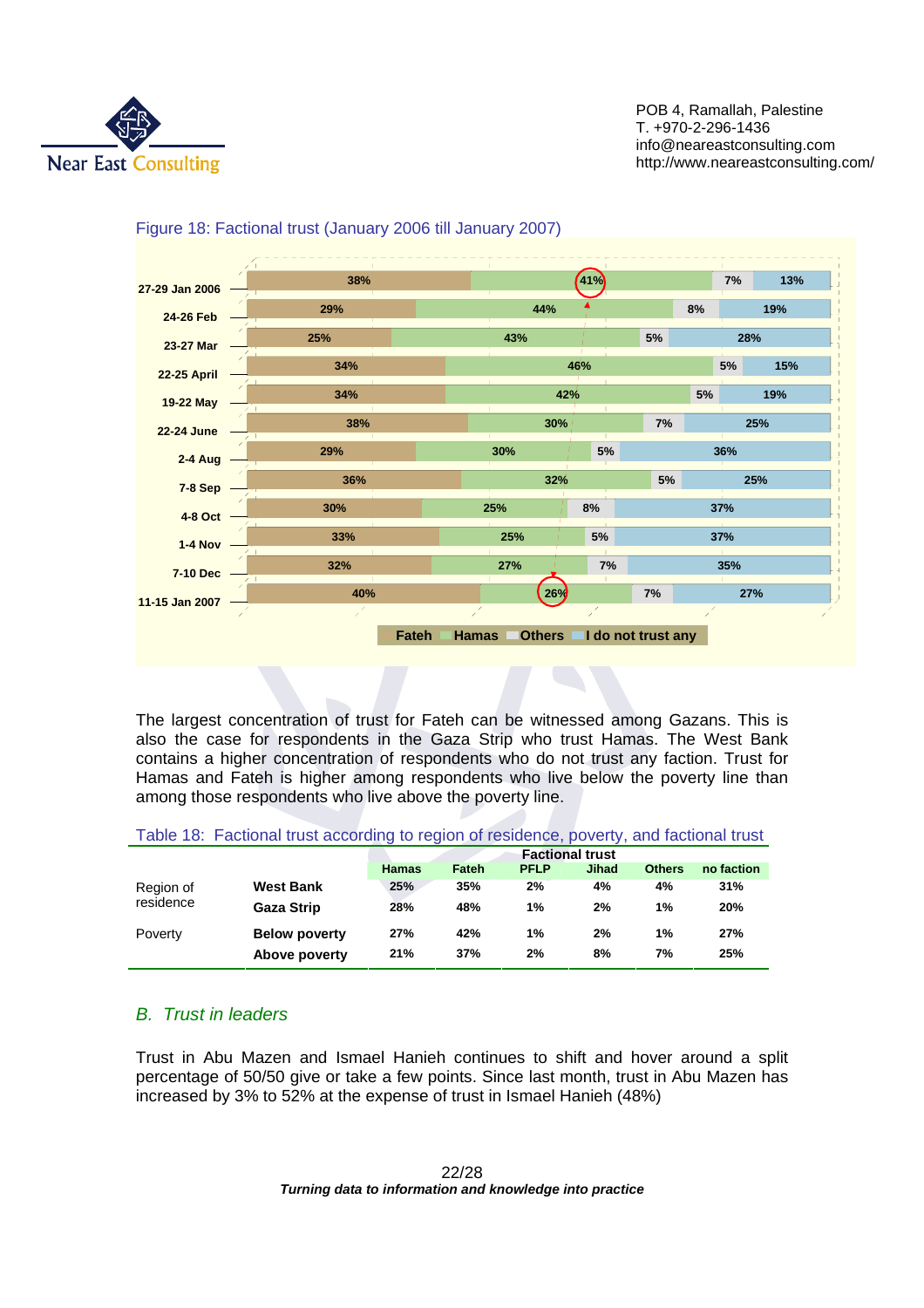Figure 18: Factional trust (January 2006 till January 2007)

| Date | Fateh | Hamas | Others | I do not trust any |
|---|---|---|---|---|
| 27-29 Jan 2006 | 38% | 41% | 7% | 13% |
| 24-26 Feb | 29% | 44% | 8% | 19% |
| 23-27 Mar | 25% | 43% | 5% | 28% |
| 22-25 April | 34% | 46% | 5% | 15% |
| 19-22 May | 34% | 42% | 5% | 19% |
| 22-24 June | 38% | 30% | 7% | 25% |
| 2-4 Aug | 29% | 30% | 5% | 36% |
| 7-8 Sep | 36% | 32% | 5% | 25% |
| 4-8 Oct | 30% | 25% | 8% | 37% |
| 1-4 Nov | 33% | 25% | 5% | 37% |
| 7-10 Dec | 32% | 27% | 7% | 35% |
| 11-15 Jan 2007 | 40% | 26% | 7% | 27% |

The largest concentration of trust for Fateh can be witnessed among Gazans. This is also the case for respondents in the Gaza Strip who trust Hamas. The West Bank contains a higher concentration of respondents who do not trust any faction. Trust for Hamas and Fateh is higher among respondents who live below the poverty line than among those respondents who live above the poverty line.

Table 18: Factional trust according to region of residence, poverty, and factional trust

| | | Factional trust | | | | | |
|---|---|---|---|---|---|---|---|
| | | Hamas | Fateh | PFLP | Jihad | Others | no faction |
| Region of residence | **West Bank** | 25% | 35% | 2% | 4% | 4% | 31% |
| | **Gaza Strip** | 28% | 48% | 1% | 2% | 1% | 20% |
| Poverty | **Below poverty** | 27% | 42% | 1% | 2% | 1% | 27% |
| | **Above poverty** | 21% | 37% | 2% | 8% | 7% | 25% |

## *B. Trust in leaders*

Trust in Abu Mazen and Ismael Hanieh continues to shift and hover around a split percentage of 50/50 give or take a few points. Since last month, trust in Abu Mazen has increased by 3% to 52% at the expense of trust in Ismael Hanieh (48%)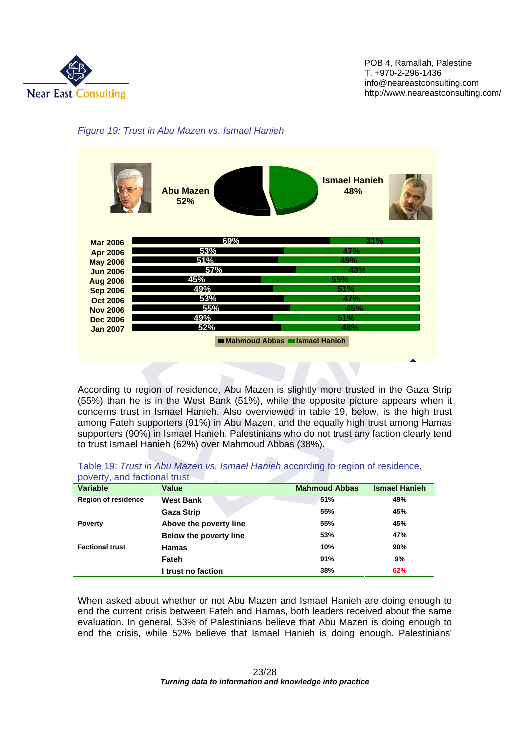*Figure 19: Trust in Abu Mazen vs. Ismael Hanieh*

Abu Mazen 52%

Ismael Hanieh 48%

| | Mahmoud Abbas | Ismael Hanieh |
|---|---|---|
| Mar 2006 | 69% | 31% |
| Apr 2006 | 53% | 47% |
| May 2006 | 51% | 49% |
| Jun 2006 | 57% | 43% |
| Aug 2006 | 45% | 55% |
| Sep 2006 | 49% | 51% |
| Oct 2006 | 53% | 47% |
| Nov 2006 | 55% | 45% |
| Dec 2006 | 49% | 51% |
| Jan 2007 | 52% | 48% |

According to region of residence, Abu Mazen is slightly more trusted in the Gaza Strip (55%) than he is in the West Bank (51%), while the opposite picture appears when it concerns trust in Ismael Hanieh. Also overviewed in table 19, below, is the high trust among Fateh supporters (91%) in Abu Mazen, and the equally high trust among Hamas supporters (90%) in Ismael Hanieh. Palestinians who do not trust any faction clearly tend to trust Ismael Hanieh (62%) over Mahmoud Abbas (38%).

Table 19: *Trust in Abu Mazen vs. Ismael Hanieh* according to region of residence, poverty, and factional trust

| Variable | Value | Mahmoud Abbas | Ismael Hanieh |
|---|---|---|---|
| Region of residence | West Bank | 51% | 49% |
| | Gaza Strip | 55% | 45% |
| Poverty | Above the poverty line | 55% | 45% |
| | Below the poverty line | 53% | 47% |
| Factional trust | Hamas | 10% | 90% |
| | Fateh | 91% | 9% |
| | I trust no faction | 38% | 62% |

When asked about whether or not Abu Mazen and Ismael Hanieh are doing enough to end the current crisis between Fateh and Hamas, both leaders received about the same evaluation. In general, 53% of Palestinians believe that Abu Mazen is doing enough to end the crisis, while 52% believe that Ismael Hanieh is doing enough. Palestinians'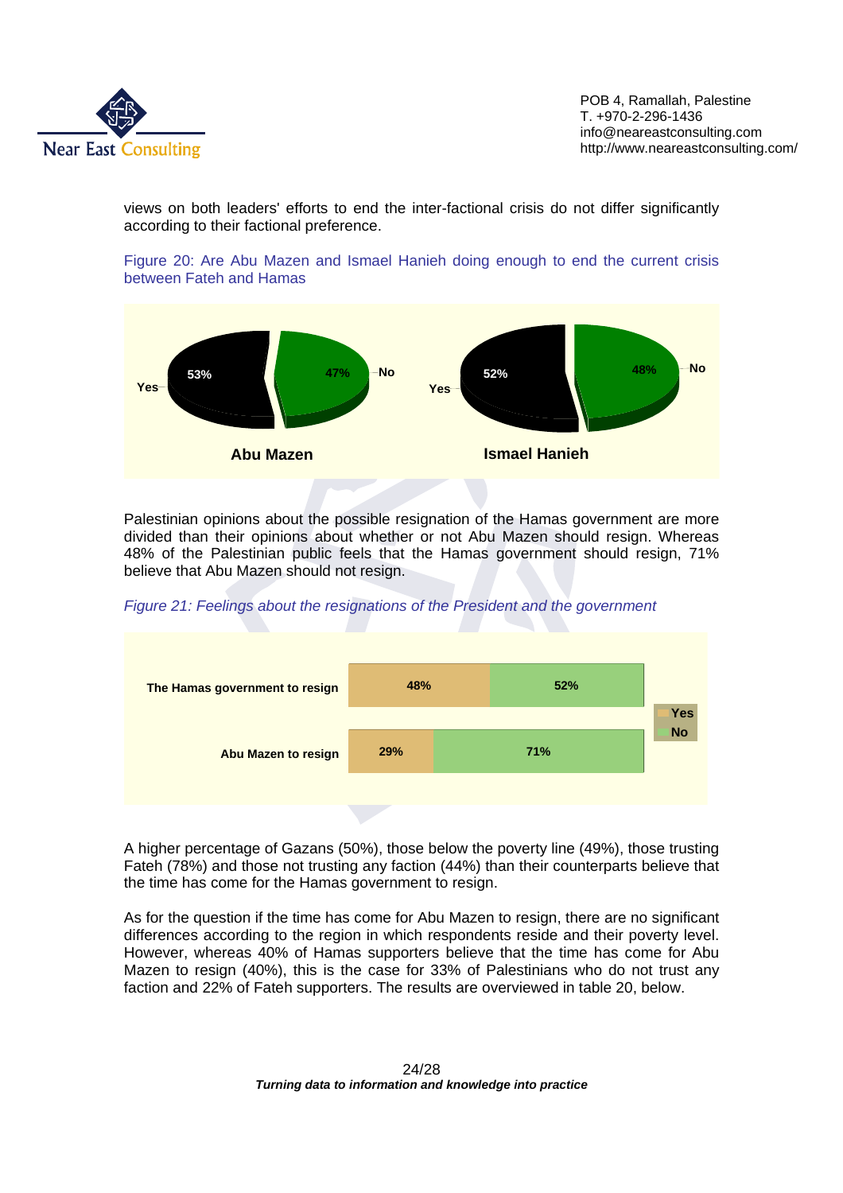views on both leaders' efforts to end the inter-factional crisis do not differ significantly according to their factional preference.

Figure 20: Are Abu Mazen and Ismael Hanieh doing enough to end the current crisis between Fateh and Hamas

| | Yes | No |
|---|---|---|
| Abu Mazen | 53% | 47% |
| Ismael Hanieh | 52% | 48% |

Palestinian opinions about the possible resignation of the Hamas government are more divided than their opinions about whether or not Abu Mazen should resign. Whereas 48% of the Palestinian public feels that the Hamas government should resign, 71% believe that Abu Mazen should not resign.

*Figure 21: Feelings about the resignations of the President and the government*

| | Yes | No |
|---|---|---|
| The Hamas government to resign | 48% | 52% |
| Abu Mazen to resign | 29% | 71% |

A higher percentage of Gazans (50%), those below the poverty line (49%), those trusting Fateh (78%) and those not trusting any faction (44%) than their counterparts believe that the time has come for the Hamas government to resign.

As for the question if the time has come for Abu Mazen to resign, there are no significant differences according to the region in which respondents reside and their poverty level. However, whereas 40% of Hamas supporters believe that the time has come for Abu Mazen to resign (40%), this is the case for 33% of Palestinians who do not trust any faction and 22% of Fateh supporters. The results are overviewed in table 20, below.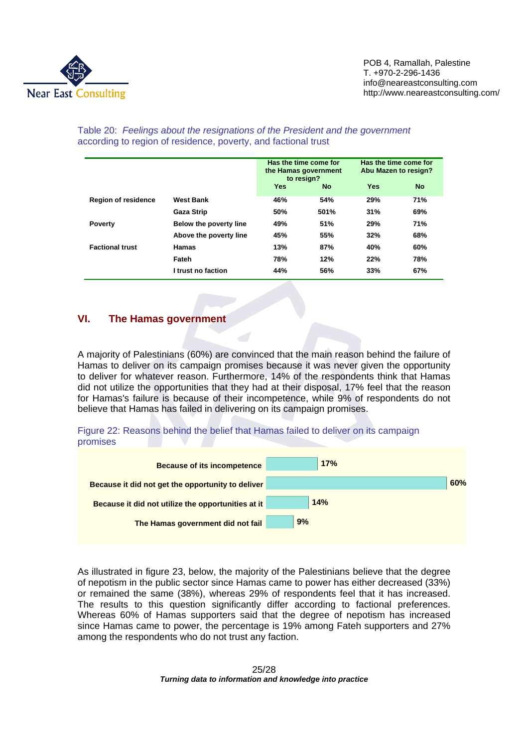Table 20: *Feelings about the resignations of the President and the government* according to region of residence, poverty, and factional trust

| | | Has the time come for the Hamas government to resign? | | Has the time come for Abu Mazen to resign? | |
|---|---|---|---|---|---|
| | | **Yes** | **No** | **Yes** | **No** |
| **Region of residence** | **West Bank** | 46% | 54% | 29% | 71% |
| | **Gaza Strip** | 50% | 501% | 31% | 69% |
| **Poverty** | **Below the poverty line** | 49% | 51% | 29% | 71% |
| | **Above the poverty line** | 45% | 55% | 32% | 68% |
| **Factional trust** | **Hamas** | 13% | 87% | 40% | 60% |
| | **Fateh** | 78% | 12% | 22% | 78% |
| | **I trust no faction** | 44% | 56% | 33% | 67% |

## VI. The Hamas government

A majority of Palestinians (60%) are convinced that the main reason behind the failure of Hamas to deliver on its campaign promises because it was never given the opportunity to deliver for whatever reason. Furthermore, 14% of the respondents think that Hamas did not utilize the opportunities that they had at their disposal, 17% feel that the reason for Hamas's failure is because of their incompetence, while 9% of respondents do not believe that Hamas has failed in delivering on its campaign promises.

Figure 22: Reasons behind the belief that Hamas failed to deliver on its campaign promises

| Reason | % |
|---|---|
| Because of its incompetence | 17% |
| Because it did not get the opportunity to deliver | 60% |
| Because it did not utilize the opportunities at it | 14% |
| The Hamas government did not fail | 9% |

As illustrated in figure 23, below, the majority of the Palestinians believe that the degree of nepotism in the public sector since Hamas came to power has either decreased (33%) or remained the same (38%), whereas 29% of respondents feel that it has increased. The results to this question significantly differ according to factional preferences. Whereas 60% of Hamas supporters said that the degree of nepotism has increased since Hamas came to power, the percentage is 19% among Fateh supporters and 27% among the respondents who do not trust any faction.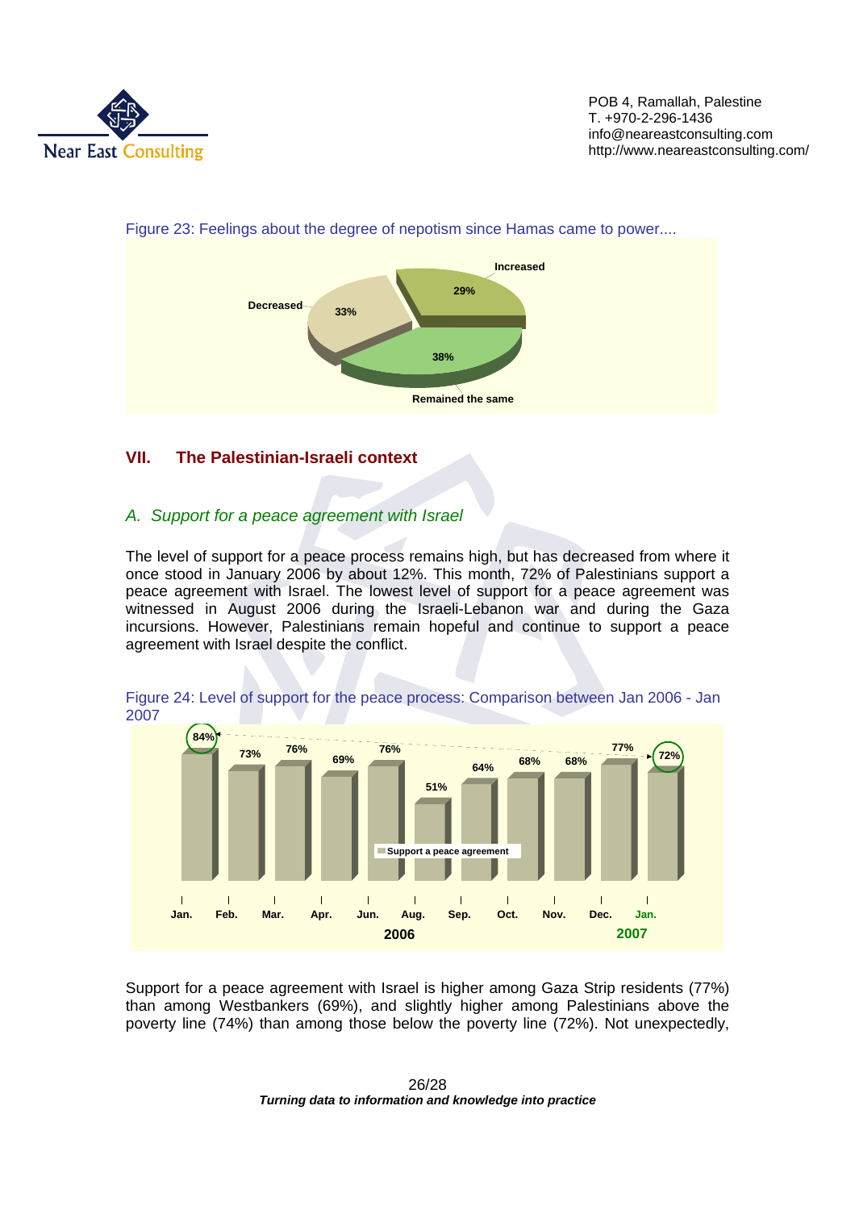Figure 23: Feelings about the degree of nepotism since Hamas came to power....

| Response | Percentage |
|---|---|
| Increased | 29% |
| Decreased | 33% |
| Remained the same | 38% |

## VII. The Palestinian-Israeli context

### *A. Support for a peace agreement with Israel*

The level of support for a peace process remains high, but has decreased from where it once stood in January 2006 by about 12%. This month, 72% of Palestinians support a peace agreement with Israel. The lowest level of support for a peace agreement was witnessed in August 2006 during the Israeli-Lebanon war and during the Gaza incursions. However, Palestinians remain hopeful and continue to support a peace agreement with Israel despite the conflict.

Figure 24: Level of support for the peace process: Comparison between Jan 2006 - Jan 2007

| | Jan. 2006 | Feb. | Mar. | Apr. | Jun. | Aug. | Sep. | Oct. | Nov. | Dec. | Jan. 2007 |
|---|---|---|---|---|---|---|---|---|---|---|---|
| Support a peace agreement | 84% | 73% | 76% | 69% | 76% | 51% | 64% | 68% | 68% | 77% | 72% |

Support for a peace agreement with Israel is higher among Gaza Strip residents (77%) than among Westbankers (69%), and slightly higher among Palestinians above the poverty line (74%) than among those below the poverty line (72%). Not unexpectedly,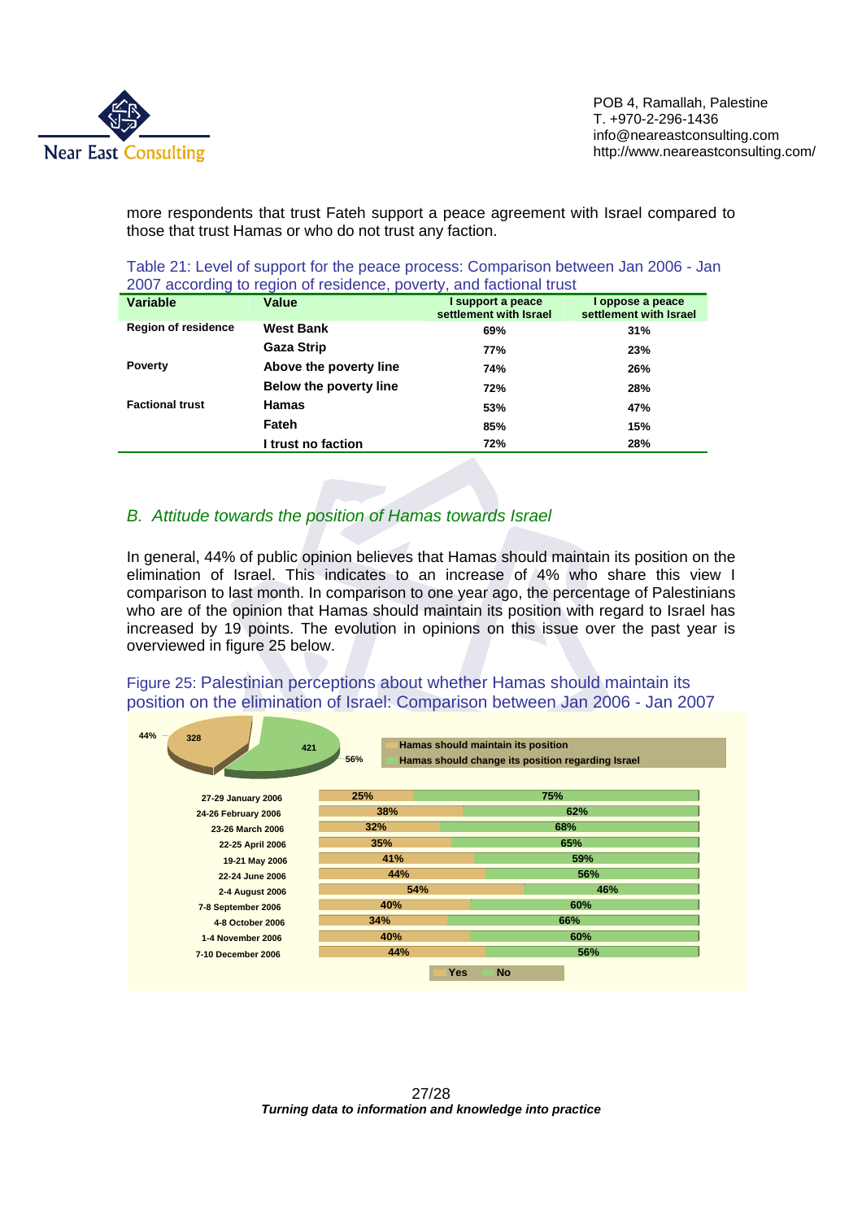more respondents that trust Fateh support a peace agreement with Israel compared to those that trust Hamas or who do not trust any faction.

Table 21: Level of support for the peace process: Comparison between Jan 2006 - Jan 2007 according to region of residence, poverty, and factional trust

| Variable | Value | I support a peace settlement with Israel | I oppose a peace settlement with Israel |
|---|---|---|---|
| Region of residence | West Bank | 69% | 31% |
| | Gaza Strip | 77% | 23% |
| Poverty | Above the poverty line | 74% | 26% |
| | Below the poverty line | 72% | 28% |
| Factional trust | Hamas | 53% | 47% |
| | Fateh | 85% | 15% |
| | I trust no faction | 72% | 28% |

## *B. Attitude towards the position of Hamas towards Israel*

In general, 44% of public opinion believes that Hamas should maintain its position on the elimination of Israel. This indicates to an increase of 4% who share this view I comparison to last month. In comparison to one year ago, the percentage of Palestinians who are of the opinion that Hamas should maintain its position with regard to Israel has increased by 19 points. The evolution in opinions on this issue over the past year is overviewed in figure 25 below.

Figure 25: Palestinian perceptions about whether Hamas should maintain its position on the elimination of Israel: Comparison between Jan 2006 - Jan 2007

Pie chart: Hamas should maintain its position: 44% (328); Hamas should change its position regarding Israel: 56% (421)

| Date | Yes | No |
|---|---|---|
| 27-29 January 2006 | 25% | 75% |
| 24-26 February 2006 | 38% | 62% |
| 23-26 March 2006 | 32% | 68% |
| 22-25 April 2006 | 35% | 65% |
| 19-21 May 2006 | 41% | 59% |
| 22-24 June 2006 | 44% | 56% |
| 2-4 August 2006 | 54% | 46% |
| 7-8 September 2006 | 40% | 60% |
| 4-8 October 2006 | 34% | 66% |
| 1-4 November 2006 | 40% | 60% |
| 7-10 December 2006 | 44% | 56% |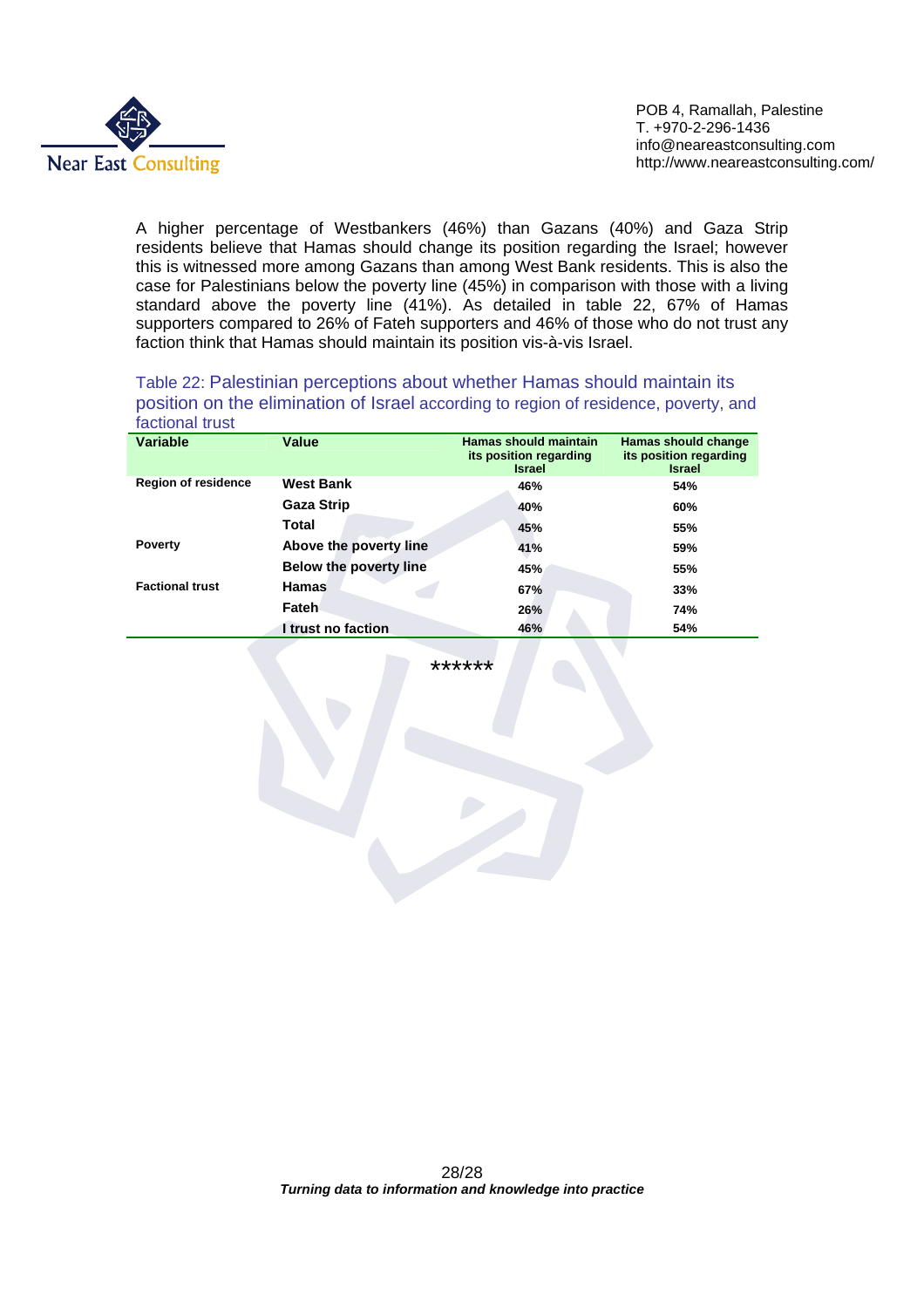A higher percentage of Westbankers (46%) than Gazans (40%) and Gaza Strip residents believe that Hamas should change its position regarding the Israel; however this is witnessed more among Gazans than among West Bank residents. This is also the case for Palestinians below the poverty line (45%) in comparison with those with a living standard above the poverty line (41%). As detailed in table 22, 67% of Hamas supporters compared to 26% of Fateh supporters and 46% of those who do not trust any faction think that Hamas should maintain its position vis-à-vis Israel.

Table 22: Palestinian perceptions about whether Hamas should maintain its position on the elimination of Israel according to region of residence, poverty, and factional trust

| Variable | Value | Hamas should maintain its position regarding Israel | Hamas should change its position regarding Israel |
|---|---|---|---|
| Region of residence | West Bank | 46% | 54% |
| | Gaza Strip | 40% | 60% |
| | Total | 45% | 55% |
| Poverty | Above the poverty line | 41% | 59% |
| | Below the poverty line | 45% | 55% |
| Factional trust | Hamas | 67% | 33% |
| | Fateh | 26% | 74% |
| | I trust no faction | 46% | 54% |

******